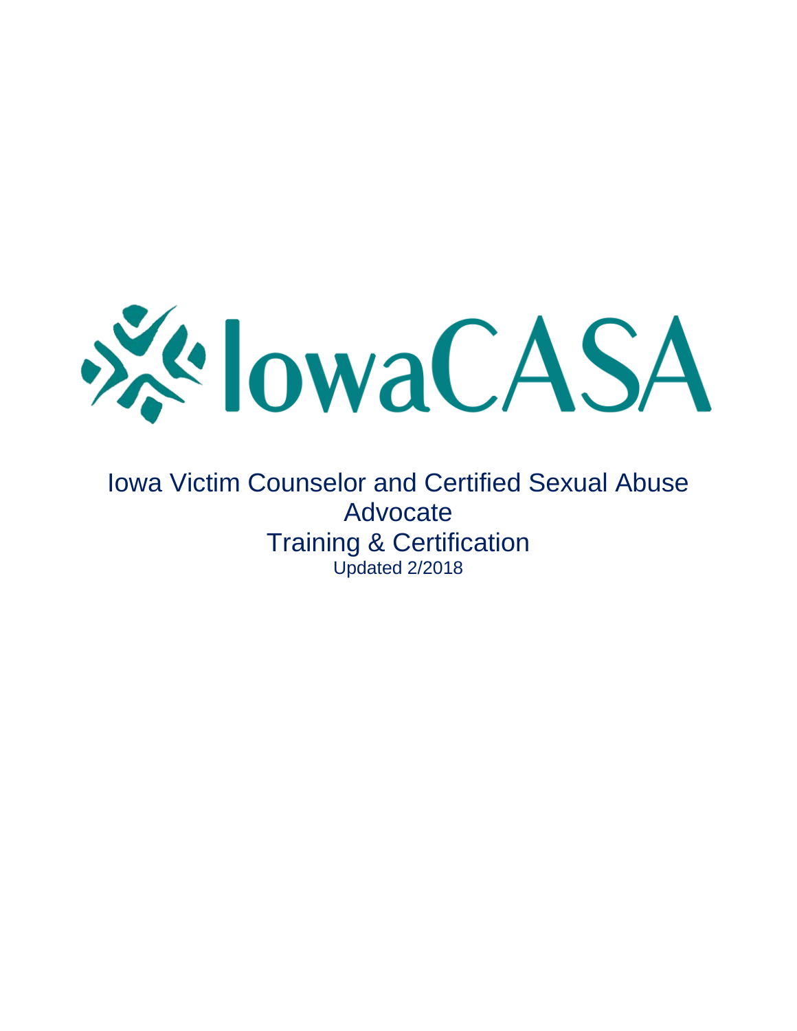IowaCASA

# Iowa Victim Counselor and Certified Sexual Abuse Advocate Training & Certification

Updated 2/2018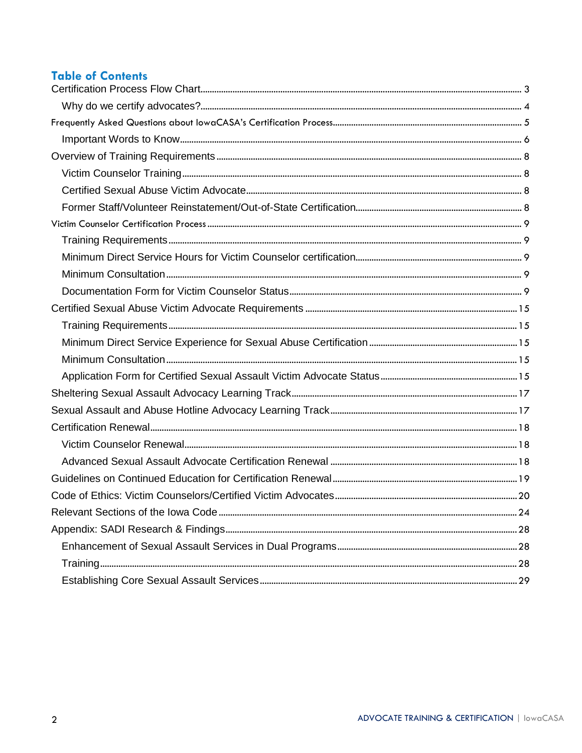## Table of Contents

- Certification Process Flow Chart ... 3
  - Why do we certify advocates? ... 4
- Frequently Asked Questions about IowaCASA's Certification Process ... 5
  - Important Words to Know ... 6
- Overview of Training Requirements ... 8
  - Victim Counselor Training ... 8
  - Certified Sexual Abuse Victim Advocate ... 8
  - Former Staff/Volunteer Reinstatement/Out-of-State Certification ... 8
- Victim Counselor Certification Process ... 9
  - Training Requirements ... 9
  - Minimum Direct Service Hours for Victim Counselor certification ... 9
  - Minimum Consultation ... 9
  - Documentation Form for Victim Counselor Status ... 9
- Certified Sexual Abuse Victim Advocate Requirements ... 15
  - Training Requirements ... 15
  - Minimum Direct Service Experience for Sexual Abuse Certification ... 15
  - Minimum Consultation ... 15
  - Application Form for Certified Sexual Assault Victim Advocate Status ... 15
- Sheltering Sexual Assault Advocacy Learning Track ... 17
- Sexual Assault and Abuse Hotline Advocacy Learning Track ... 17
- Certification Renewal ... 18
  - Victim Counselor Renewal ... 18
  - Advanced Sexual Assault Advocate Certification Renewal ... 18
- Guidelines on Continued Education for Certification Renewal ... 19
- Code of Ethics: Victim Counselors/Certified Victim Advocates ... 20
- Relevant Sections of the Iowa Code ... 24
- Appendix: SADI Research & Findings ... 28
  - Enhancement of Sexual Assault Services in Dual Programs ... 28
  - Training ... 28
  - Establishing Core Sexual Assault Services ... 29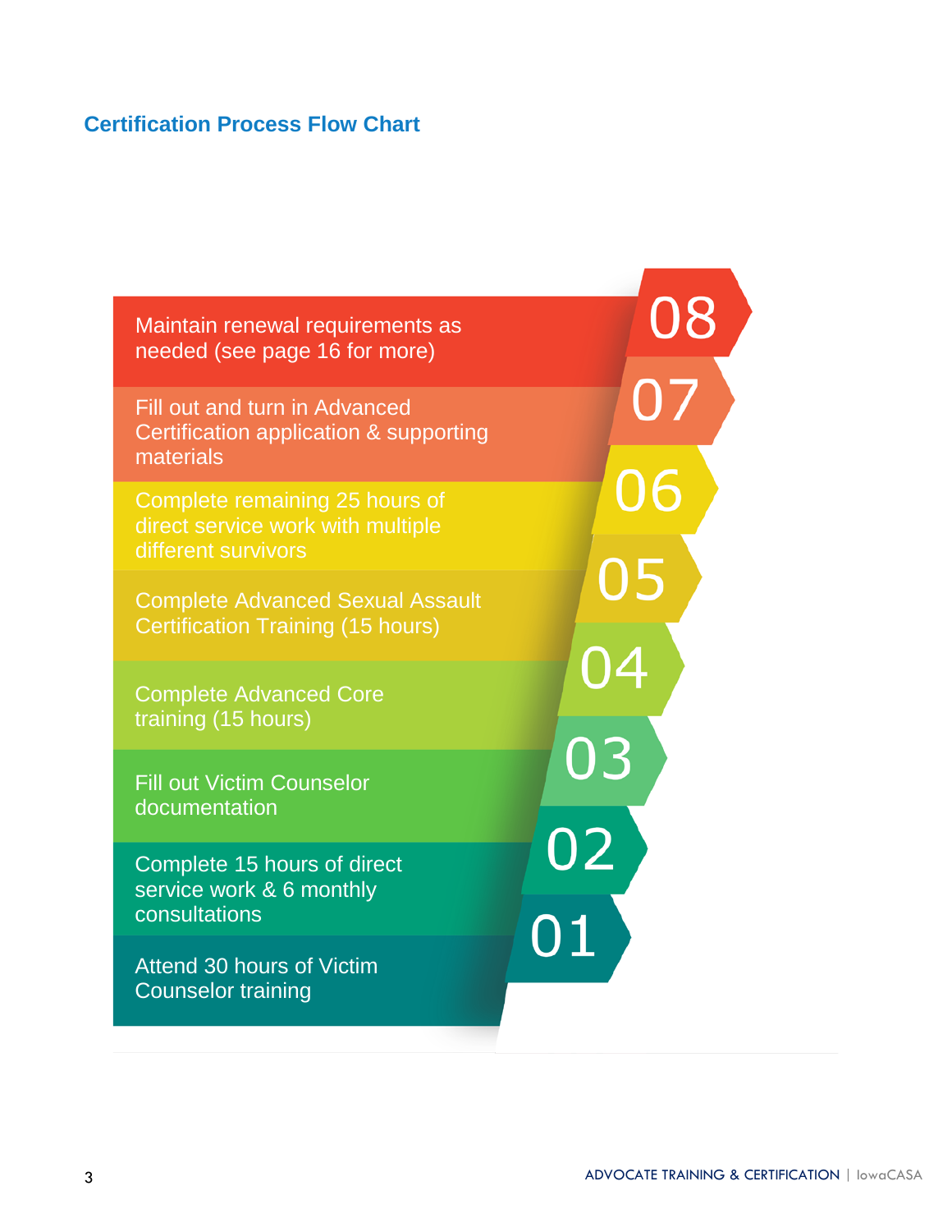## Certification Process Flow Chart

08. Maintain renewal requirements as needed (see page 16 for more)

07. Fill out and turn in Advanced Certification application & supporting materials

06. Complete remaining 25 hours of direct service work with multiple different survivors

05. Complete Advanced Sexual Assault Certification Training (15 hours)

04. Complete Advanced Core training (15 hours)

03. Fill out Victim Counselor documentation

02. Complete 15 hours of direct service work & 6 monthly consultations

01. Attend 30 hours of Victim Counselor training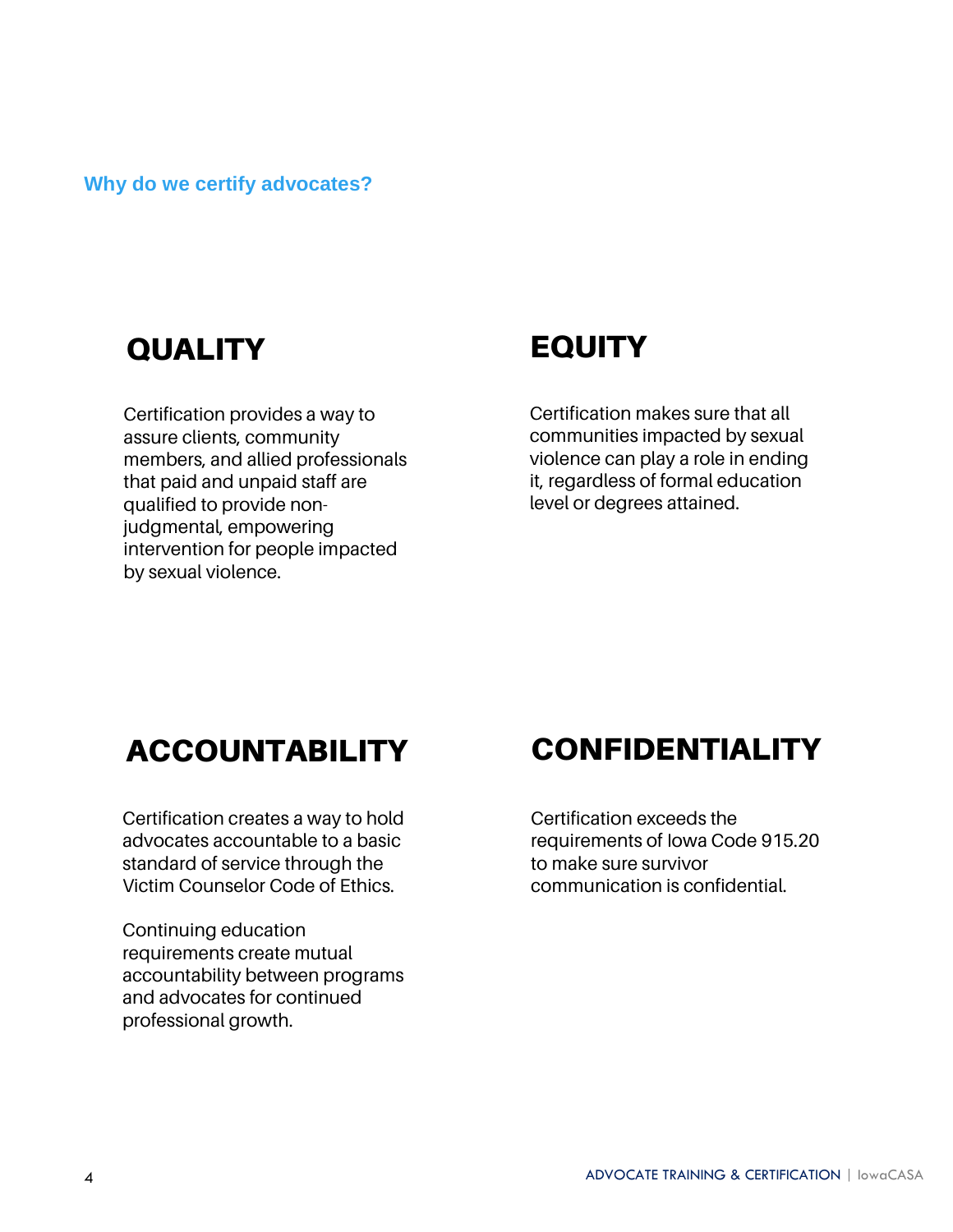## Why do we certify advocates?

### QUALITY

Certification provides a way to assure clients, community members, and allied professionals that paid and unpaid staff are qualified to provide non-judgmental, empowering intervention for people impacted by sexual violence.

### EQUITY

Certification makes sure that all communities impacted by sexual violence can play a role in ending it, regardless of formal education level or degrees attained.

### ACCOUNTABILITY

Certification creates a way to hold advocates accountable to a basic standard of service through the Victim Counselor Code of Ethics.

Continuing education requirements create mutual accountability between programs and advocates for continued professional growth.

### CONFIDENTIALITY

Certification exceeds the requirements of Iowa Code 915.20 to make sure survivor communication is confidential.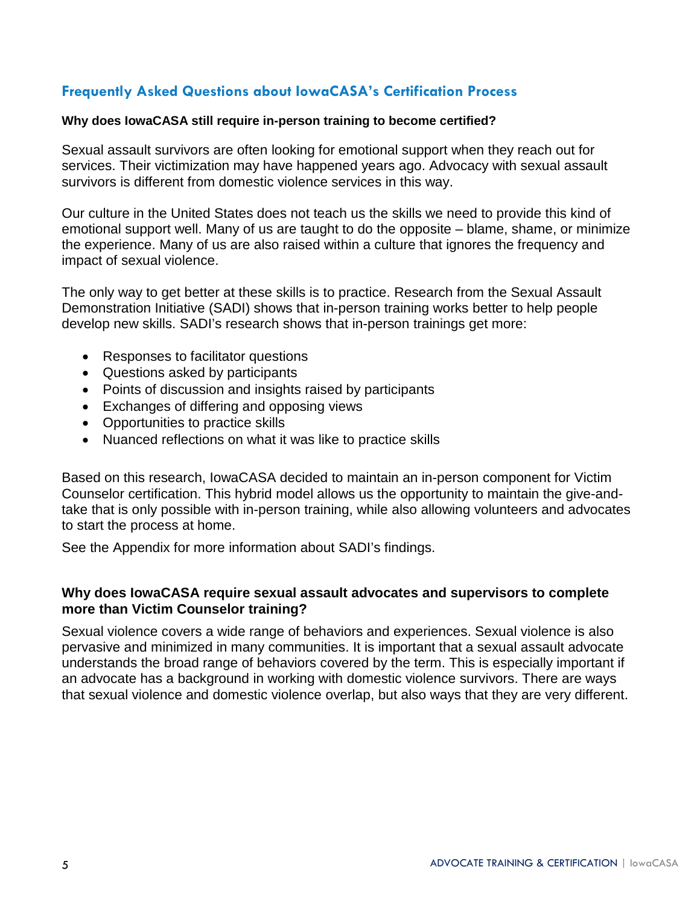## Frequently Asked Questions about IowaCASA's Certification Process

**Why does IowaCASA still require in-person training to become certified?**

Sexual assault survivors are often looking for emotional support when they reach out for services. Their victimization may have happened years ago. Advocacy with sexual assault survivors is different from domestic violence services in this way.

Our culture in the United States does not teach us the skills we need to provide this kind of emotional support well. Many of us are taught to do the opposite – blame, shame, or minimize the experience. Many of us are also raised within a culture that ignores the frequency and impact of sexual violence.

The only way to get better at these skills is to practice. Research from the Sexual Assault Demonstration Initiative (SADI) shows that in-person training works better to help people develop new skills. SADI's research shows that in-person trainings get more:

- Responses to facilitator questions
- Questions asked by participants
- Points of discussion and insights raised by participants
- Exchanges of differing and opposing views
- Opportunities to practice skills
- Nuanced reflections on what it was like to practice skills

Based on this research, IowaCASA decided to maintain an in-person component for Victim Counselor certification. This hybrid model allows us the opportunity to maintain the give-and-take that is only possible with in-person training, while also allowing volunteers and advocates to start the process at home.

See the Appendix for more information about SADI's findings.

**Why does IowaCASA require sexual assault advocates and supervisors to complete more than Victim Counselor training?**

Sexual violence covers a wide range of behaviors and experiences. Sexual violence is also pervasive and minimized in many communities. It is important that a sexual assault advocate understands the broad range of behaviors covered by the term. This is especially important if an advocate has a background in working with domestic violence survivors. There are ways that sexual violence and domestic violence overlap, but also ways that they are very different.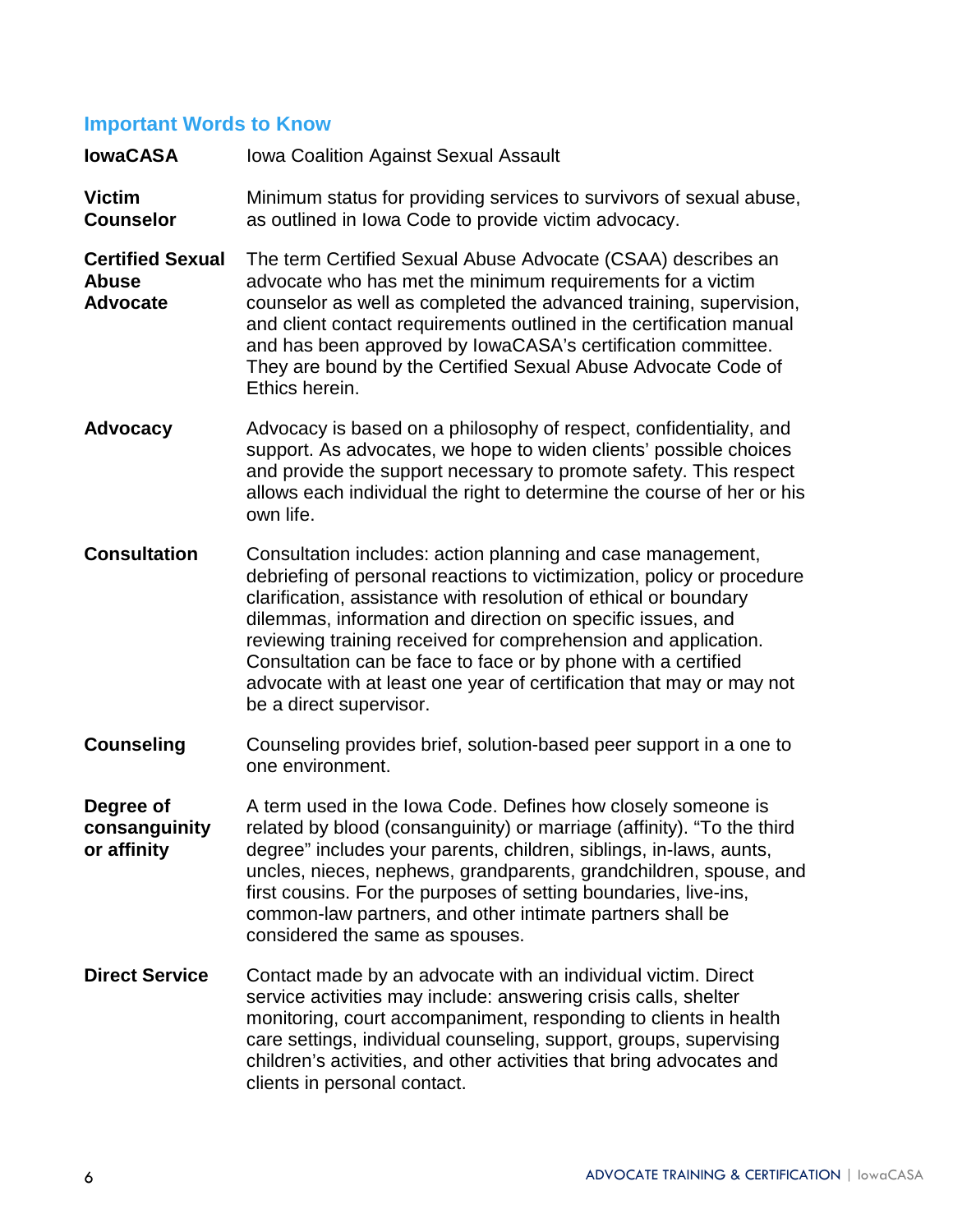## Important Words to Know

| | |
|---|---|
| **IowaCASA** | Iowa Coalition Against Sexual Assault |
| **Victim Counselor** | Minimum status for providing services to survivors of sexual abuse, as outlined in Iowa Code to provide victim advocacy. |
| **Certified Sexual Abuse Advocate** | The term Certified Sexual Abuse Advocate (CSAA) describes an advocate who has met the minimum requirements for a victim counselor as well as completed the advanced training, supervision, and client contact requirements outlined in the certification manual and has been approved by IowaCASA's certification committee. They are bound by the Certified Sexual Abuse Advocate Code of Ethics herein. |
| **Advocacy** | Advocacy is based on a philosophy of respect, confidentiality, and support. As advocates, we hope to widen clients' possible choices and provide the support necessary to promote safety. This respect allows each individual the right to determine the course of her or his own life. |
| **Consultation** | Consultation includes: action planning and case management, debriefing of personal reactions to victimization, policy or procedure clarification, assistance with resolution of ethical or boundary dilemmas, information and direction on specific issues, and reviewing training received for comprehension and application. Consultation can be face to face or by phone with a certified advocate with at least one year of certification that may or may not be a direct supervisor. |
| **Counseling** | Counseling provides brief, solution-based peer support in a one to one environment. |
| **Degree of consanguinity or affinity** | A term used in the Iowa Code. Defines how closely someone is related by blood (consanguinity) or marriage (affinity). "To the third degree" includes your parents, children, siblings, in-laws, aunts, uncles, nieces, nephews, grandparents, grandchildren, spouse, and first cousins. For the purposes of setting boundaries, live-ins, common-law partners, and other intimate partners shall be considered the same as spouses. |
| **Direct Service** | Contact made by an advocate with an individual victim. Direct service activities may include: answering crisis calls, shelter monitoring, court accompaniment, responding to clients in health care settings, individual counseling, support, groups, supervising children's activities, and other activities that bring advocates and clients in personal contact. |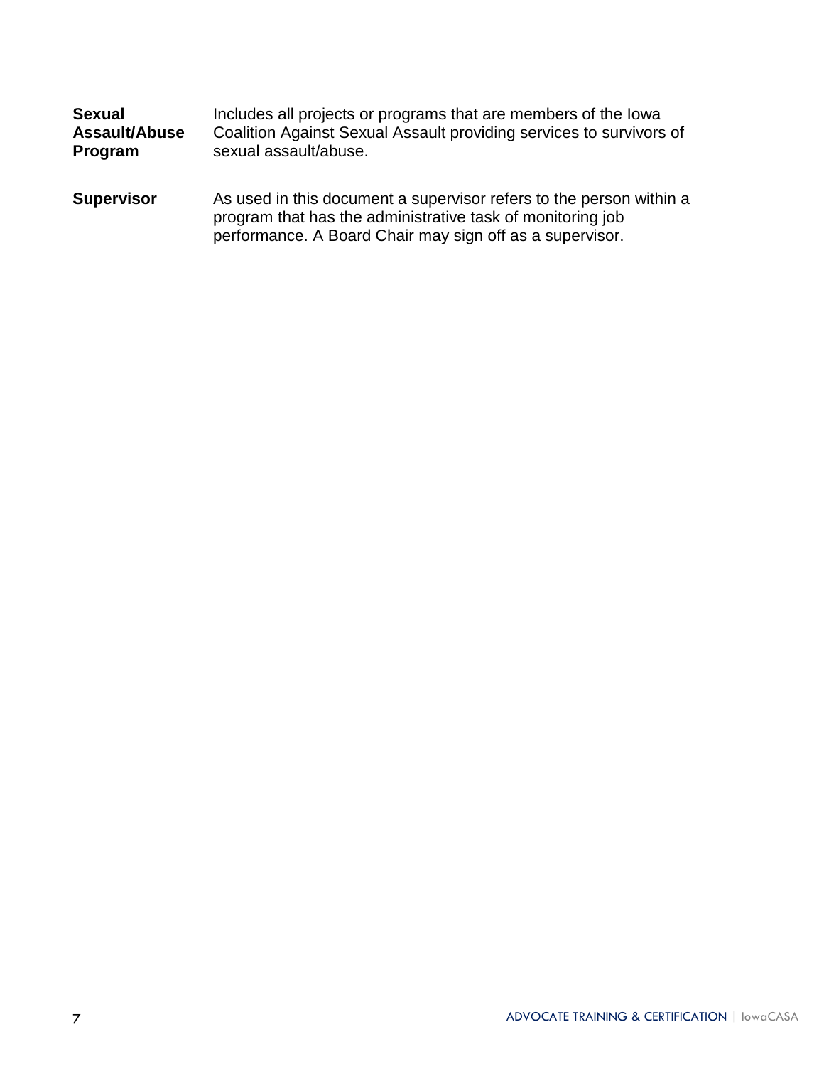**Sexual Assault/Abuse Program** — Includes all projects or programs that are members of the Iowa Coalition Against Sexual Assault providing services to survivors of sexual assault/abuse.

**Supervisor** — As used in this document a supervisor refers to the person within a program that has the administrative task of monitoring job performance. A Board Chair may sign off as a supervisor.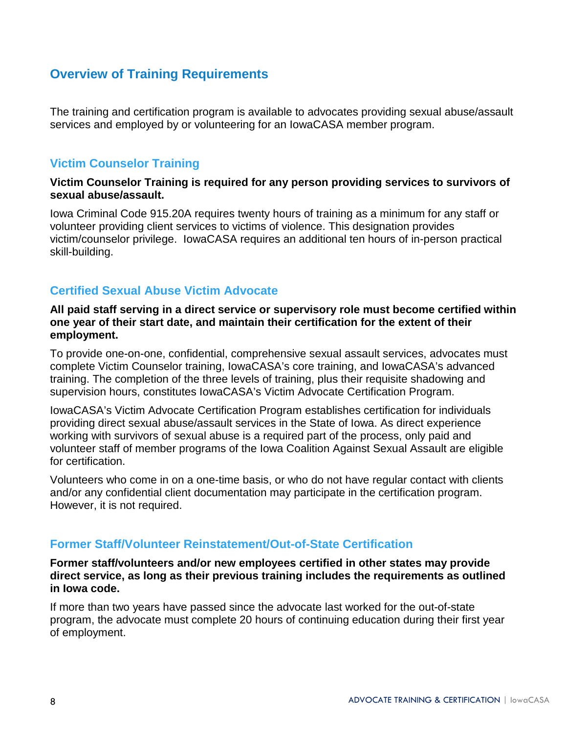## Overview of Training Requirements

The training and certification program is available to advocates providing sexual abuse/assault services and employed by or volunteering for an IowaCASA member program.

### Victim Counselor Training

**Victim Counselor Training is required for any person providing services to survivors of sexual abuse/assault.**

Iowa Criminal Code 915.20A requires twenty hours of training as a minimum for any staff or volunteer providing client services to victims of violence. This designation provides victim/counselor privilege. IowaCASA requires an additional ten hours of in-person practical skill-building.

### Certified Sexual Abuse Victim Advocate

**All paid staff serving in a direct service or supervisory role must become certified within one year of their start date, and maintain their certification for the extent of their employment.**

To provide one-on-one, confidential, comprehensive sexual assault services, advocates must complete Victim Counselor training, IowaCASA's core training, and IowaCASA's advanced training. The completion of the three levels of training, plus their requisite shadowing and supervision hours, constitutes IowaCASA's Victim Advocate Certification Program.

IowaCASA's Victim Advocate Certification Program establishes certification for individuals providing direct sexual abuse/assault services in the State of Iowa. As direct experience working with survivors of sexual abuse is a required part of the process, only paid and volunteer staff of member programs of the Iowa Coalition Against Sexual Assault are eligible for certification.

Volunteers who come in on a one-time basis, or who do not have regular contact with clients and/or any confidential client documentation may participate in the certification program. However, it is not required.

### Former Staff/Volunteer Reinstatement/Out-of-State Certification

**Former staff/volunteers and/or new employees certified in other states may provide direct service, as long as their previous training includes the requirements as outlined in Iowa code.**

If more than two years have passed since the advocate last worked for the out-of-state program, the advocate must complete 20 hours of continuing education during their first year of employment.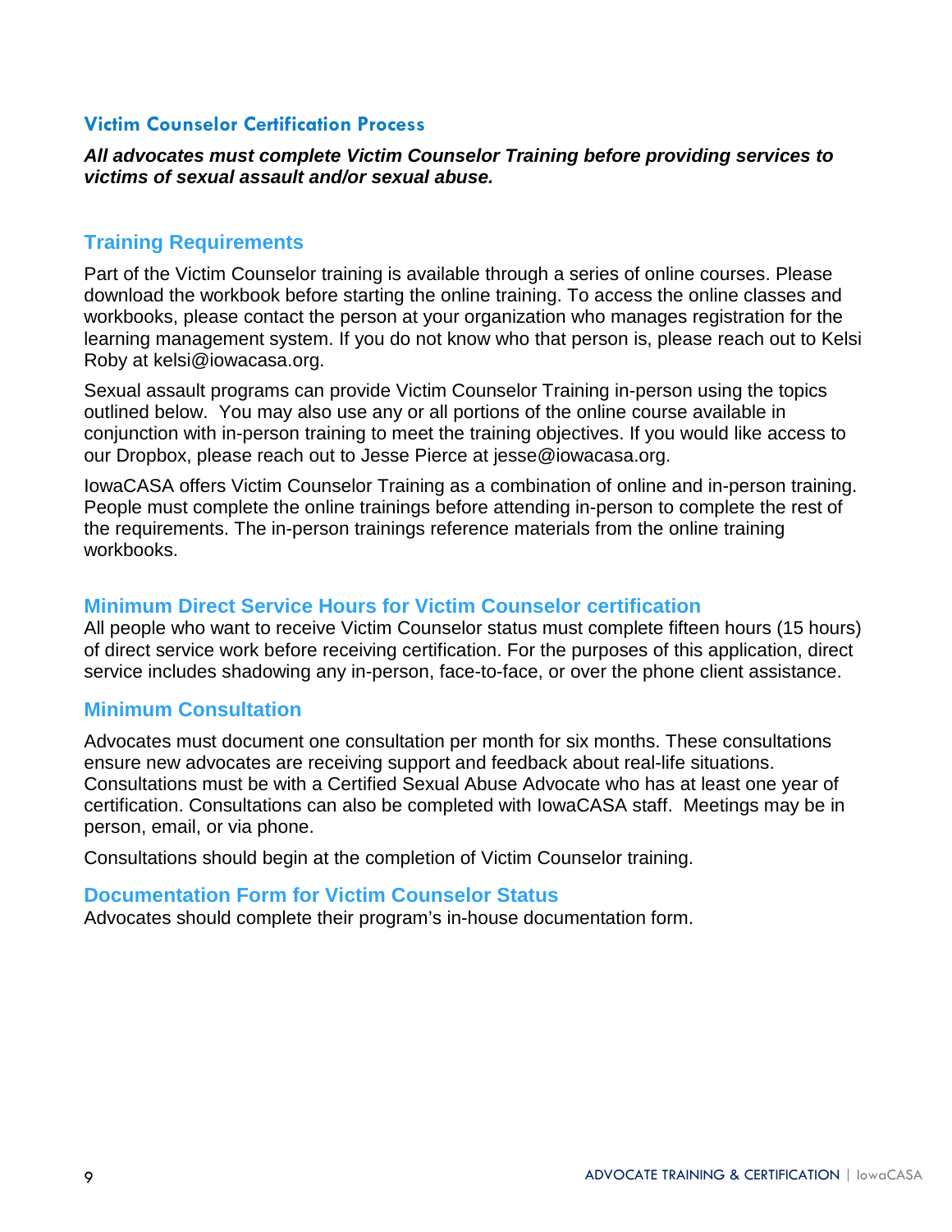## Victim Counselor Certification Process

***All advocates must complete Victim Counselor Training before providing services to victims of sexual assault and/or sexual abuse.***

### Training Requirements

Part of the Victim Counselor training is available through a series of online courses. Please download the workbook before starting the online training. To access the online classes and workbooks, please contact the person at your organization who manages registration for the learning management system. If you do not know who that person is, please reach out to Kelsi Roby at kelsi@iowacasa.org.

Sexual assault programs can provide Victim Counselor Training in-person using the topics outlined below. You may also use any or all portions of the online course available in conjunction with in-person training to meet the training objectives. If you would like access to our Dropbox, please reach out to Jesse Pierce at jesse@iowacasa.org.

IowaCASA offers Victim Counselor Training as a combination of online and in-person training. People must complete the online trainings before attending in-person to complete the rest of the requirements. The in-person trainings reference materials from the online training workbooks.

### Minimum Direct Service Hours for Victim Counselor certification

All people who want to receive Victim Counselor status must complete fifteen hours (15 hours) of direct service work before receiving certification. For the purposes of this application, direct service includes shadowing any in-person, face-to-face, or over the phone client assistance.

### Minimum Consultation

Advocates must document one consultation per month for six months. These consultations ensure new advocates are receiving support and feedback about real-life situations. Consultations must be with a Certified Sexual Abuse Advocate who has at least one year of certification. Consultations can also be completed with IowaCASA staff. Meetings may be in person, email, or via phone.

Consultations should begin at the completion of Victim Counselor training.

### Documentation Form for Victim Counselor Status

Advocates should complete their program's in-house documentation form.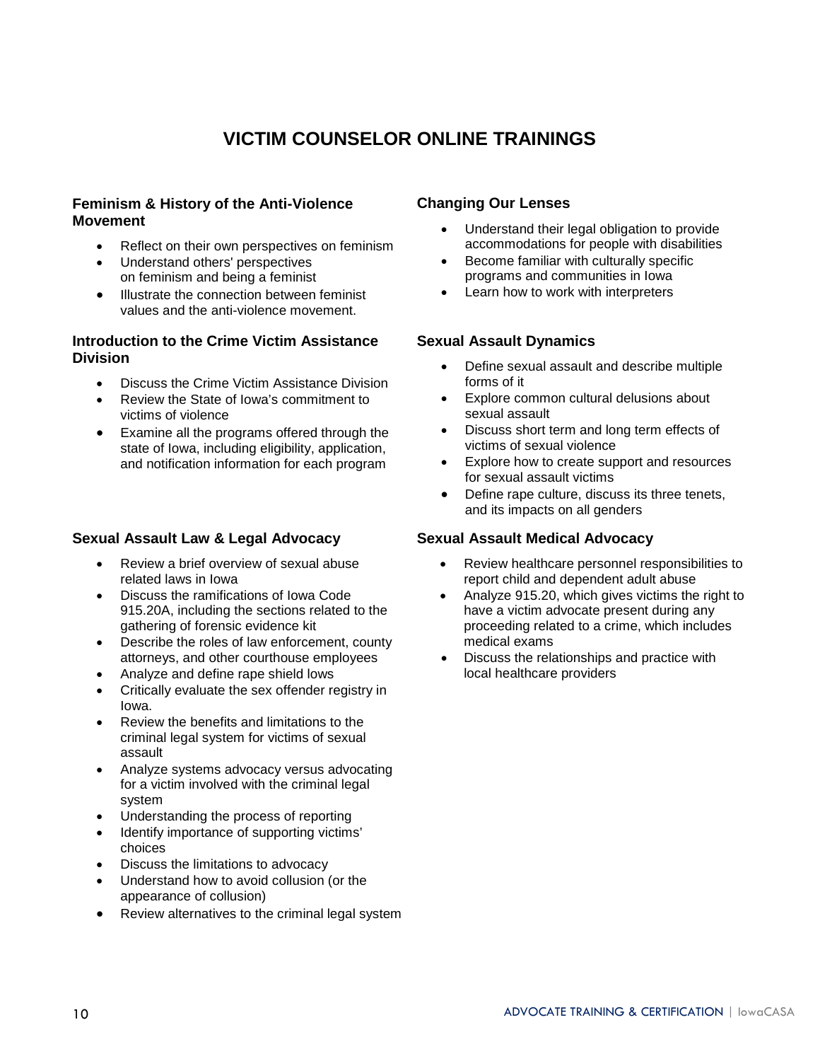# VICTIM COUNSELOR ONLINE TRAININGS

### Feminism & History of the Anti-Violence Movement

- Reflect on their own perspectives on feminism
- Understand others' perspectives on feminism and being a feminist
- Illustrate the connection between feminist values and the anti-violence movement.

### Introduction to the Crime Victim Assistance Division

- Discuss the Crime Victim Assistance Division
- Review the State of Iowa's commitment to victims of violence
- Examine all the programs offered through the state of Iowa, including eligibility, application, and notification information for each program

### Sexual Assault Law & Legal Advocacy

- Review a brief overview of sexual abuse related laws in Iowa
- Discuss the ramifications of Iowa Code 915.20A, including the sections related to the gathering of forensic evidence kit
- Describe the roles of law enforcement, county attorneys, and other courthouse employees
- Analyze and define rape shield lows
- Critically evaluate the sex offender registry in Iowa.
- Review the benefits and limitations to the criminal legal system for victims of sexual assault
- Analyze systems advocacy versus advocating for a victim involved with the criminal legal system
- Understanding the process of reporting
- Identify importance of supporting victims' choices
- Discuss the limitations to advocacy
- Understand how to avoid collusion (or the appearance of collusion)
- Review alternatives to the criminal legal system

### Changing Our Lenses

- Understand their legal obligation to provide accommodations for people with disabilities
- Become familiar with culturally specific programs and communities in Iowa
- Learn how to work with interpreters

### Sexual Assault Dynamics

- Define sexual assault and describe multiple forms of it
- Explore common cultural delusions about sexual assault
- Discuss short term and long term effects of victims of sexual violence
- Explore how to create support and resources for sexual assault victims
- Define rape culture, discuss its three tenets, and its impacts on all genders

### Sexual Assault Medical Advocacy

- Review healthcare personnel responsibilities to report child and dependent adult abuse
- Analyze 915.20, which gives victims the right to have a victim advocate present during any proceeding related to a crime, which includes medical exams
- Discuss the relationships and practice with local healthcare providers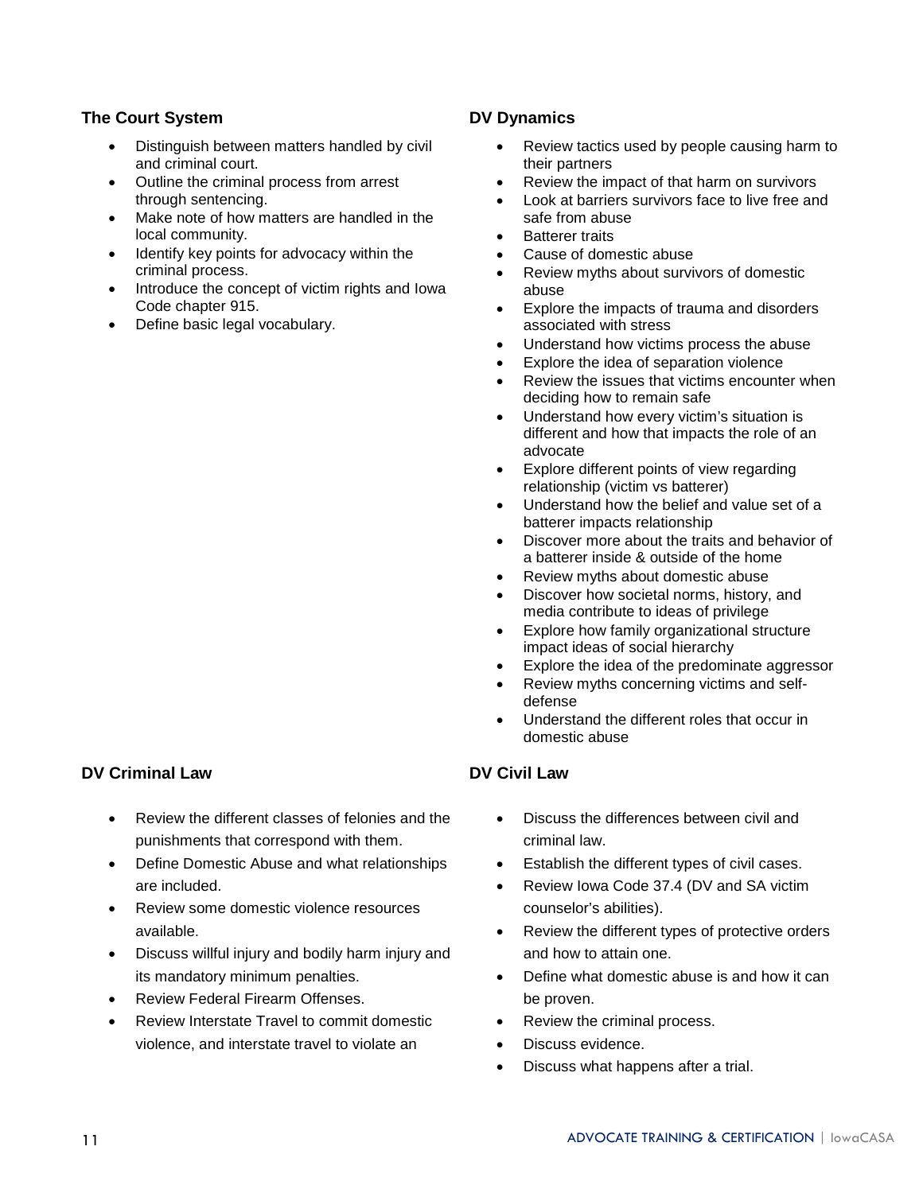### The Court System

- Distinguish between matters handled by civil and criminal court.
- Outline the criminal process from arrest through sentencing.
- Make note of how matters are handled in the local community.
- Identify key points for advocacy within the criminal process.
- Introduce the concept of victim rights and Iowa Code chapter 915.
- Define basic legal vocabulary.

### DV Dynamics

- Review tactics used by people causing harm to their partners
- Review the impact of that harm on survivors
- Look at barriers survivors face to live free and safe from abuse
- Batterer traits
- Cause of domestic abuse
- Review myths about survivors of domestic abuse
- Explore the impacts of trauma and disorders associated with stress
- Understand how victims process the abuse
- Explore the idea of separation violence
- Review the issues that victims encounter when deciding how to remain safe
- Understand how every victim's situation is different and how that impacts the role of an advocate
- Explore different points of view regarding relationship (victim vs batterer)
- Understand how the belief and value set of a batterer impacts relationship
- Discover more about the traits and behavior of a batterer inside & outside of the home
- Review myths about domestic abuse
- Discover how societal norms, history, and media contribute to ideas of privilege
- Explore how family organizational structure impact ideas of social hierarchy
- Explore the idea of the predominate aggressor
- Review myths concerning victims and self-defense
- Understand the different roles that occur in domestic abuse

### DV Criminal Law

- Review the different classes of felonies and the punishments that correspond with them.
- Define Domestic Abuse and what relationships are included.
- Review some domestic violence resources available.
- Discuss willful injury and bodily harm injury and its mandatory minimum penalties.
- Review Federal Firearm Offenses.
- Review Interstate Travel to commit domestic violence, and interstate travel to violate an

### DV Civil Law

- Discuss the differences between civil and criminal law.
- Establish the different types of civil cases.
- Review Iowa Code 37.4 (DV and SA victim counselor's abilities).
- Review the different types of protective orders and how to attain one.
- Define what domestic abuse is and how it can be proven.
- Review the criminal process.
- Discuss evidence.
- Discuss what happens after a trial.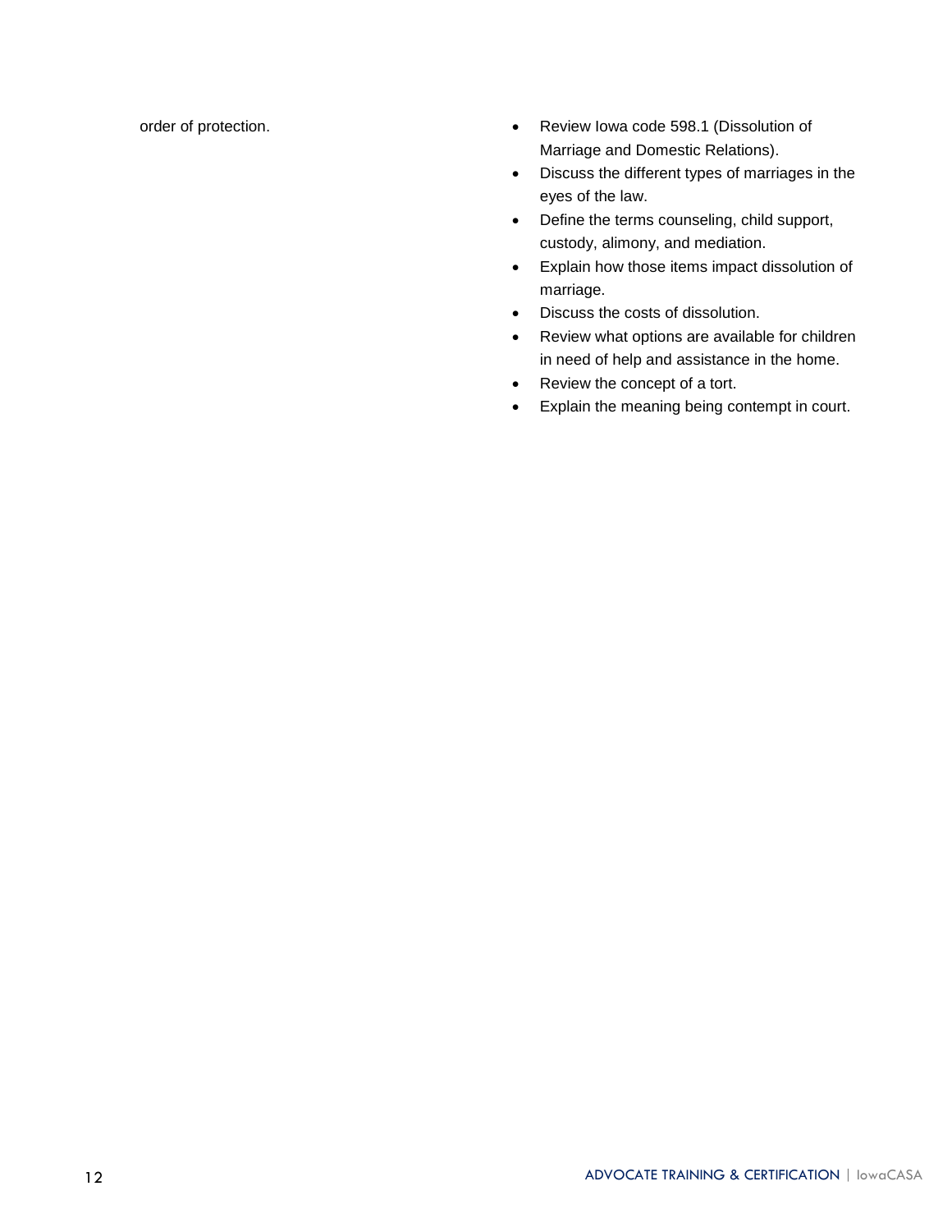order of protection.

- Review Iowa code 598.1 (Dissolution of Marriage and Domestic Relations).
- Discuss the different types of marriages in the eyes of the law.
- Define the terms counseling, child support, custody, alimony, and mediation.
- Explain how those items impact dissolution of marriage.
- Discuss the costs of dissolution.
- Review what options are available for children in need of help and assistance in the home.
- Review the concept of a tort.
- Explain the meaning being contempt in court.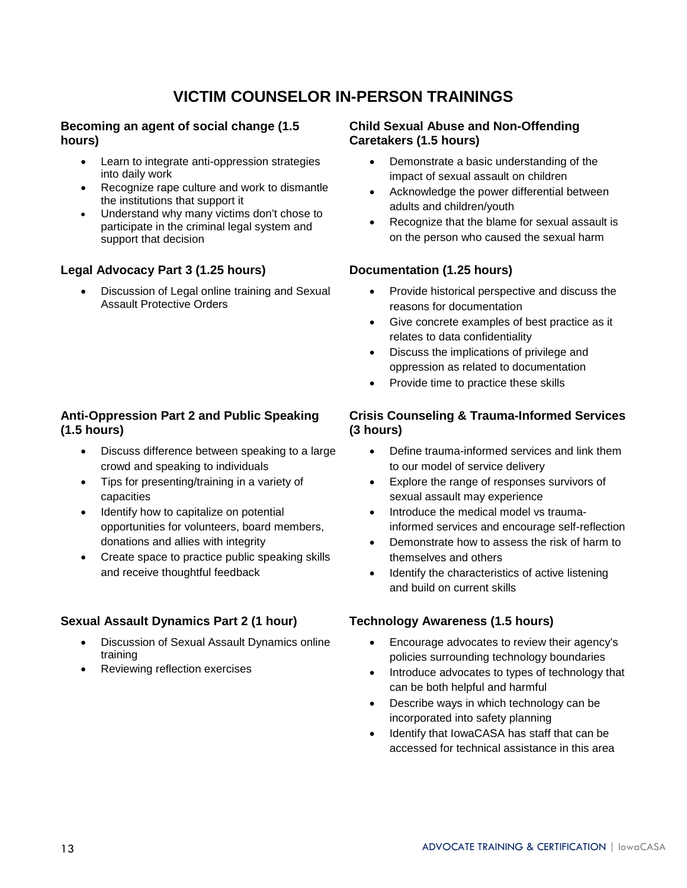# VICTIM COUNSELOR IN-PERSON TRAININGS

**Becoming an agent of social change (1.5 hours)**

- Learn to integrate anti-oppression strategies into daily work
- Recognize rape culture and work to dismantle the institutions that support it
- Understand why many victims don't chose to participate in the criminal legal system and support that decision

**Legal Advocacy Part 3 (1.25 hours)**

- Discussion of Legal online training and Sexual Assault Protective Orders

**Anti-Oppression Part 2 and Public Speaking (1.5 hours)**

- Discuss difference between speaking to a large crowd and speaking to individuals
- Tips for presenting/training in a variety of capacities
- Identify how to capitalize on potential opportunities for volunteers, board members, donations and allies with integrity
- Create space to practice public speaking skills and receive thoughtful feedback

**Sexual Assault Dynamics Part 2 (1 hour)**

- Discussion of Sexual Assault Dynamics online training
- Reviewing reflection exercises

**Child Sexual Abuse and Non-Offending Caretakers (1.5 hours)**

- Demonstrate a basic understanding of the impact of sexual assault on children
- Acknowledge the power differential between adults and children/youth
- Recognize that the blame for sexual assault is on the person who caused the sexual harm

**Documentation (1.25 hours)**

- Provide historical perspective and discuss the reasons for documentation
- Give concrete examples of best practice as it relates to data confidentiality
- Discuss the implications of privilege and oppression as related to documentation
- Provide time to practice these skills

**Crisis Counseling & Trauma-Informed Services (3 hours)**

- Define trauma-informed services and link them to our model of service delivery
- Explore the range of responses survivors of sexual assault may experience
- Introduce the medical model vs trauma-informed services and encourage self-reflection
- Demonstrate how to assess the risk of harm to themselves and others
- Identify the characteristics of active listening and build on current skills

**Technology Awareness (1.5 hours)**

- Encourage advocates to review their agency's policies surrounding technology boundaries
- Introduce advocates to types of technology that can be both helpful and harmful
- Describe ways in which technology can be incorporated into safety planning
- Identify that IowaCASA has staff that can be accessed for technical assistance in this area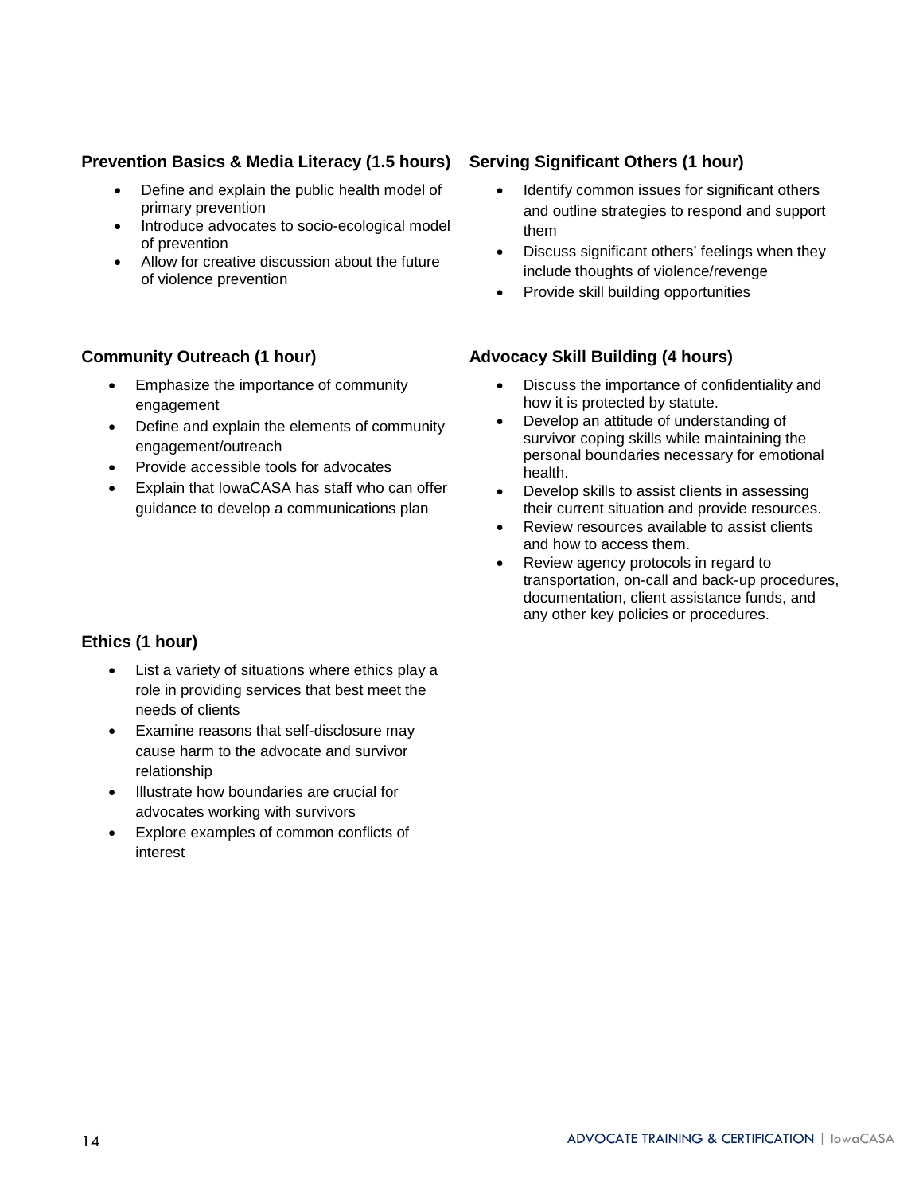### Prevention Basics & Media Literacy (1.5 hours)

- Define and explain the public health model of primary prevention
- Introduce advocates to socio-ecological model of prevention
- Allow for creative discussion about the future of violence prevention

### Community Outreach (1 hour)

- Emphasize the importance of community engagement
- Define and explain the elements of community engagement/outreach
- Provide accessible tools for advocates
- Explain that IowaCASA has staff who can offer guidance to develop a communications plan

### Ethics (1 hour)

- List a variety of situations where ethics play a role in providing services that best meet the needs of clients
- Examine reasons that self-disclosure may cause harm to the advocate and survivor relationship
- Illustrate how boundaries are crucial for advocates working with survivors
- Explore examples of common conflicts of interest

### Serving Significant Others (1 hour)

- Identify common issues for significant others and outline strategies to respond and support them
- Discuss significant others' feelings when they include thoughts of violence/revenge
- Provide skill building opportunities

### Advocacy Skill Building (4 hours)

- Discuss the importance of confidentiality and how it is protected by statute.
- Develop an attitude of understanding of survivor coping skills while maintaining the personal boundaries necessary for emotional health.
- Develop skills to assist clients in assessing their current situation and provide resources.
- Review resources available to assist clients and how to access them.
- Review agency protocols in regard to transportation, on-call and back-up procedures, documentation, client assistance funds, and any other key policies or procedures.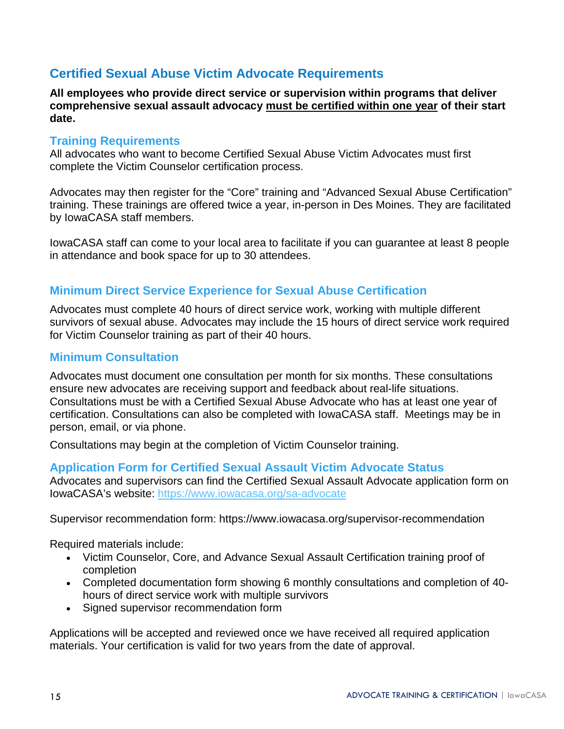## Certified Sexual Abuse Victim Advocate Requirements

**All employees who provide direct service or supervision within programs that deliver comprehensive sexual assault advocacy <u>must be certified within one year</u> of their start date.**

### Training Requirements

All advocates who want to become Certified Sexual Abuse Victim Advocates must first complete the Victim Counselor certification process.

Advocates may then register for the "Core" training and "Advanced Sexual Abuse Certification" training. These trainings are offered twice a year, in-person in Des Moines. They are facilitated by IowaCASA staff members.

IowaCASA staff can come to your local area to facilitate if you can guarantee at least 8 people in attendance and book space for up to 30 attendees.

### Minimum Direct Service Experience for Sexual Abuse Certification

Advocates must complete 40 hours of direct service work, working with multiple different survivors of sexual abuse. Advocates may include the 15 hours of direct service work required for Victim Counselor training as part of their 40 hours.

### Minimum Consultation

Advocates must document one consultation per month for six months. These consultations ensure new advocates are receiving support and feedback about real-life situations. Consultations must be with a Certified Sexual Abuse Advocate who has at least one year of certification. Consultations can also be completed with IowaCASA staff. Meetings may be in person, email, or via phone.

Consultations may begin at the completion of Victim Counselor training.

### Application Form for Certified Sexual Assault Victim Advocate Status

Advocates and supervisors can find the Certified Sexual Assault Advocate application form on IowaCASA's website: [https://www.iowacasa.org/sa-advocate](https://www.iowacasa.org/sa-advocate)

Supervisor recommendation form: https://www.iowacasa.org/supervisor-recommendation

Required materials include:

- Victim Counselor, Core, and Advance Sexual Assault Certification training proof of completion
- Completed documentation form showing 6 monthly consultations and completion of 40-hours of direct service work with multiple survivors
- Signed supervisor recommendation form

Applications will be accepted and reviewed once we have received all required application materials. Your certification is valid for two years from the date of approval.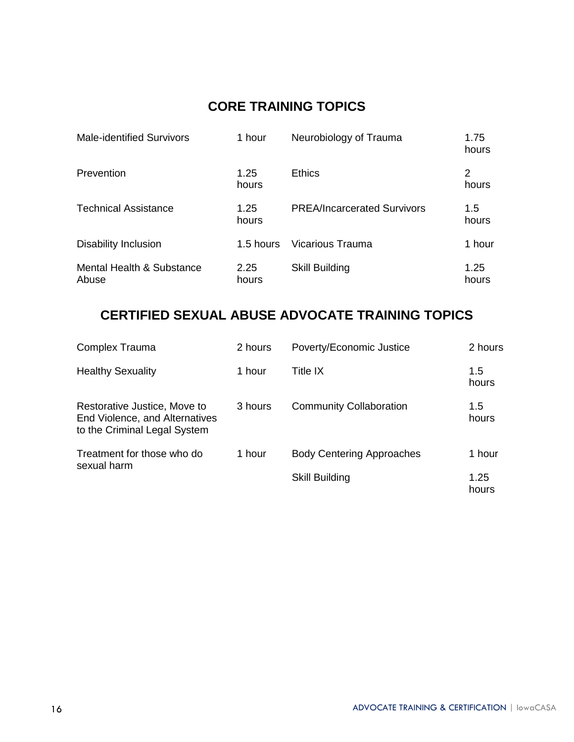## CORE TRAINING TOPICS

| Topic | Hours | Topic | Hours |
|---|---|---|---|
| Male-identified Survivors | 1 hour | Neurobiology of Trauma | 1.75 hours |
| Prevention | 1.25 hours | Ethics | 2 hours |
| Technical Assistance | 1.25 hours | PREA/Incarcerated Survivors | 1.5 hours |
| Disability Inclusion | 1.5 hours | Vicarious Trauma | 1 hour |
| Mental Health & Substance Abuse | 2.25 hours | Skill Building | 1.25 hours |

## CERTIFIED SEXUAL ABUSE ADVOCATE TRAINING TOPICS

| Topic | Hours | Topic | Hours |
|---|---|---|---|
| Complex Trauma | 2 hours | Poverty/Economic Justice | 2 hours |
| Healthy Sexuality | 1 hour | Title IX | 1.5 hours |
| Restorative Justice, Move to End Violence, and Alternatives to the Criminal Legal System | 3 hours | Community Collaboration | 1.5 hours |
| Treatment for those who do sexual harm | 1 hour | Body Centering Approaches | 1 hour |
| | | Skill Building | 1.25 hours |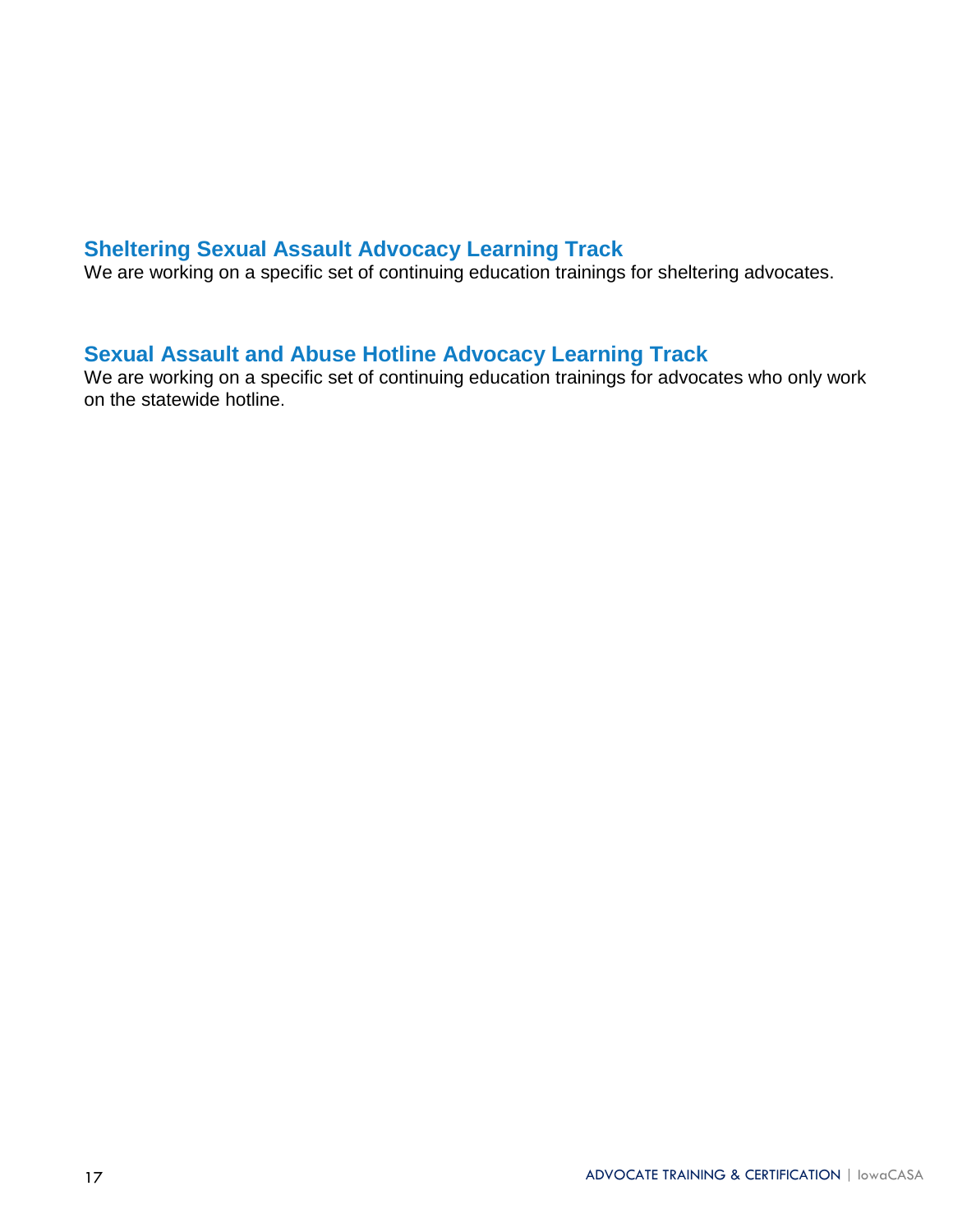## Sheltering Sexual Assault Advocacy Learning Track

We are working on a specific set of continuing education trainings for sheltering advocates.

## Sexual Assault and Abuse Hotline Advocacy Learning Track

We are working on a specific set of continuing education trainings for advocates who only work on the statewide hotline.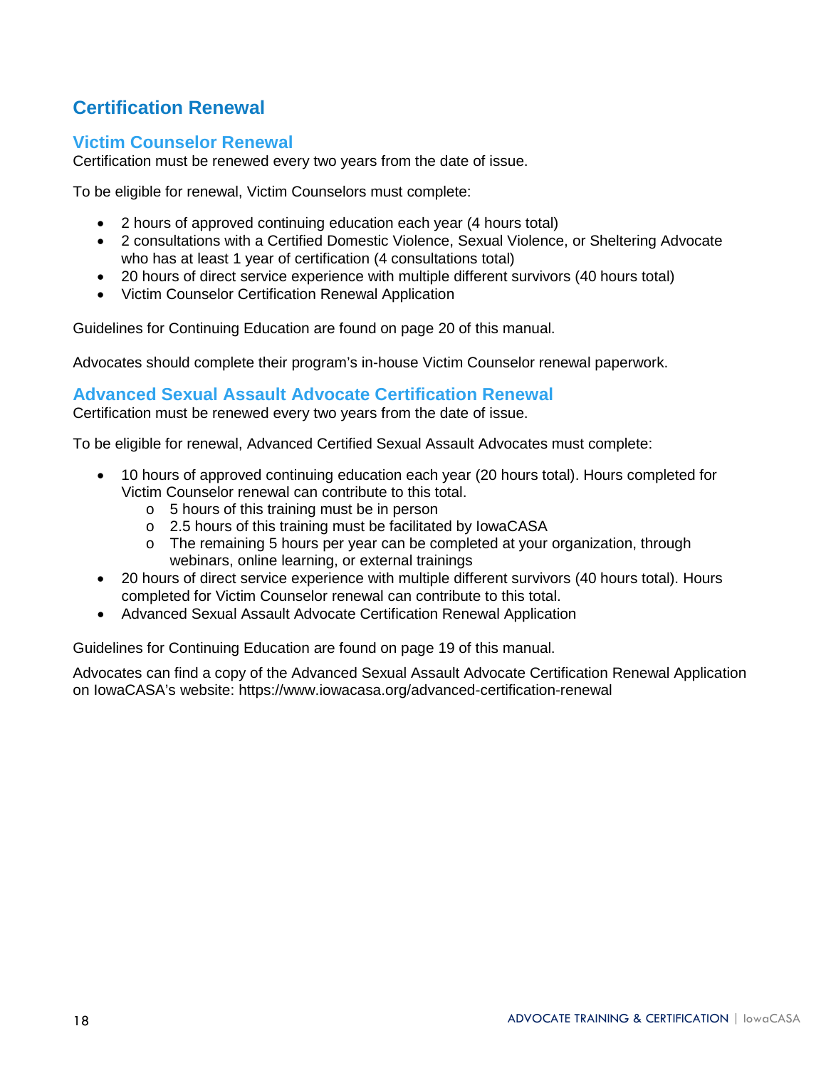## Certification Renewal

### Victim Counselor Renewal

Certification must be renewed every two years from the date of issue.

To be eligible for renewal, Victim Counselors must complete:

- 2 hours of approved continuing education each year (4 hours total)
- 2 consultations with a Certified Domestic Violence, Sexual Violence, or Sheltering Advocate who has at least 1 year of certification (4 consultations total)
- 20 hours of direct service experience with multiple different survivors (40 hours total)
- Victim Counselor Certification Renewal Application

Guidelines for Continuing Education are found on page 20 of this manual.

Advocates should complete their program's in-house Victim Counselor renewal paperwork.

### Advanced Sexual Assault Advocate Certification Renewal

Certification must be renewed every two years from the date of issue.

To be eligible for renewal, Advanced Certified Sexual Assault Advocates must complete:

- 10 hours of approved continuing education each year (20 hours total). Hours completed for Victim Counselor renewal can contribute to this total.
  - 5 hours of this training must be in person
  - 2.5 hours of this training must be facilitated by IowaCASA
  - The remaining 5 hours per year can be completed at your organization, through webinars, online learning, or external trainings
- 20 hours of direct service experience with multiple different survivors (40 hours total). Hours completed for Victim Counselor renewal can contribute to this total.
- Advanced Sexual Assault Advocate Certification Renewal Application

Guidelines for Continuing Education are found on page 19 of this manual.

Advocates can find a copy of the Advanced Sexual Assault Advocate Certification Renewal Application on IowaCASA's website: https://www.iowacasa.org/advanced-certification-renewal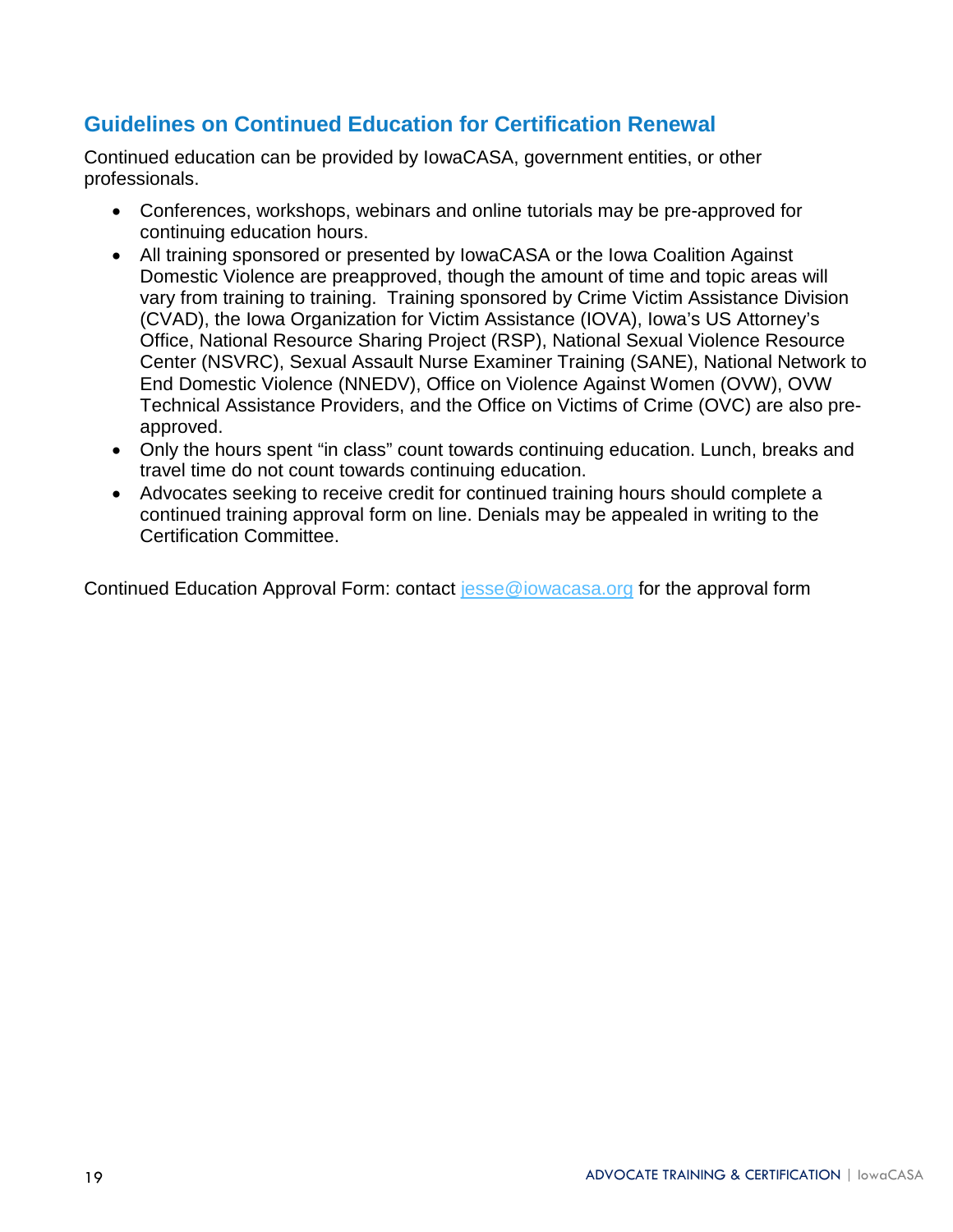## Guidelines on Continued Education for Certification Renewal

Continued education can be provided by IowaCASA, government entities, or other professionals.

- Conferences, workshops, webinars and online tutorials may be pre-approved for continuing education hours.
- All training sponsored or presented by IowaCASA or the Iowa Coalition Against Domestic Violence are preapproved, though the amount of time and topic areas will vary from training to training. Training sponsored by Crime Victim Assistance Division (CVAD), the Iowa Organization for Victim Assistance (IOVA), Iowa's US Attorney's Office, National Resource Sharing Project (RSP), National Sexual Violence Resource Center (NSVRC), Sexual Assault Nurse Examiner Training (SANE), National Network to End Domestic Violence (NNEDV), Office on Violence Against Women (OVW), OVW Technical Assistance Providers, and the Office on Victims of Crime (OVC) are also pre-approved.
- Only the hours spent "in class" count towards continuing education. Lunch, breaks and travel time do not count towards continuing education.
- Advocates seeking to receive credit for continued training hours should complete a continued training approval form on line. Denials may be appealed in writing to the Certification Committee.

Continued Education Approval Form: contact jesse@iowacasa.org for the approval form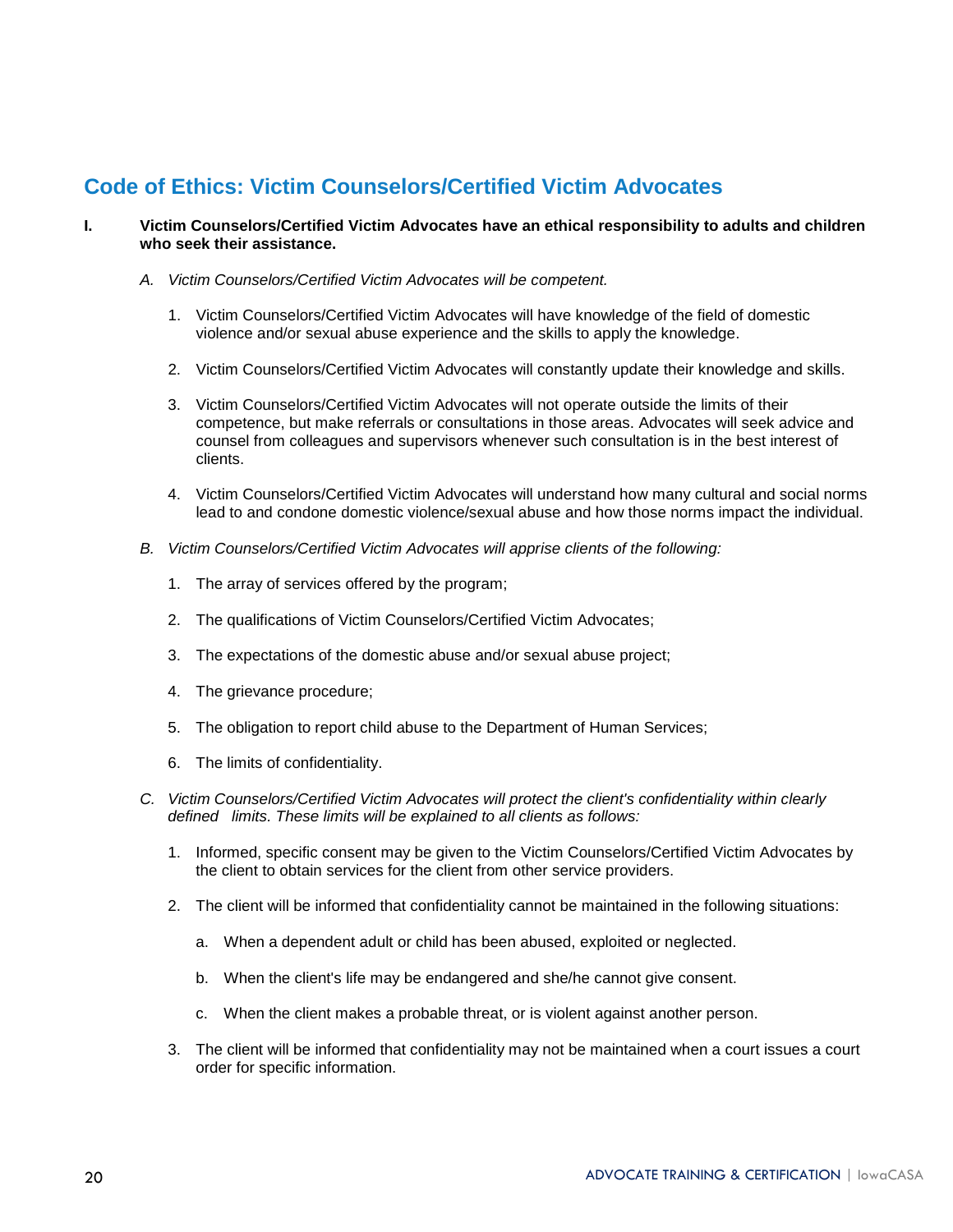## Code of Ethics: Victim Counselors/Certified Victim Advocates

**I. Victim Counselors/Certified Victim Advocates have an ethical responsibility to adults and children who seek their assistance.**

*A. Victim Counselors/Certified Victim Advocates will be competent.*

1. Victim Counselors/Certified Victim Advocates will have knowledge of the field of domestic violence and/or sexual abuse experience and the skills to apply the knowledge.

2. Victim Counselors/Certified Victim Advocates will constantly update their knowledge and skills.

3. Victim Counselors/Certified Victim Advocates will not operate outside the limits of their competence, but make referrals or consultations in those areas. Advocates will seek advice and counsel from colleagues and supervisors whenever such consultation is in the best interest of clients.

4. Victim Counselors/Certified Victim Advocates will understand how many cultural and social norms lead to and condone domestic violence/sexual abuse and how those norms impact the individual.

*B. Victim Counselors/Certified Victim Advocates will apprise clients of the following:*

1. The array of services offered by the program;

2. The qualifications of Victim Counselors/Certified Victim Advocates;

3. The expectations of the domestic abuse and/or sexual abuse project;

4. The grievance procedure;

5. The obligation to report child abuse to the Department of Human Services;

6. The limits of confidentiality.

*C. Victim Counselors/Certified Victim Advocates will protect the client's confidentiality within clearly defined limits. These limits will be explained to all clients as follows:*

1. Informed, specific consent may be given to the Victim Counselors/Certified Victim Advocates by the client to obtain services for the client from other service providers.

2. The client will be informed that confidentiality cannot be maintained in the following situations:

   a. When a dependent adult or child has been abused, exploited or neglected.

   b. When the client's life may be endangered and she/he cannot give consent.

   c. When the client makes a probable threat, or is violent against another person.

3. The client will be informed that confidentiality may not be maintained when a court issues a court order for specific information.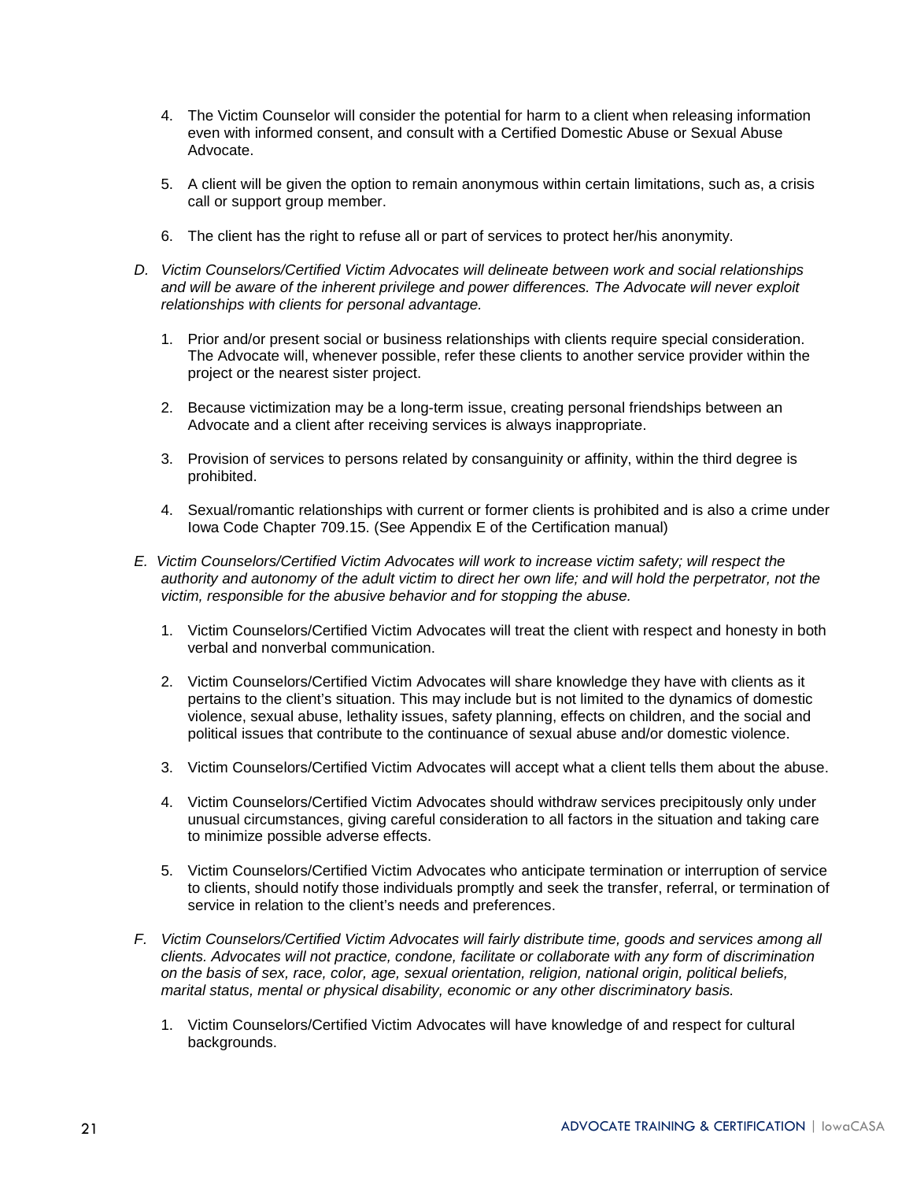4. The Victim Counselor will consider the potential for harm to a client when releasing information even with informed consent, and consult with a Certified Domestic Abuse or Sexual Abuse Advocate.

5. A client will be given the option to remain anonymous within certain limitations, such as, a crisis call or support group member.

6. The client has the right to refuse all or part of services to protect her/his anonymity.

D. *Victim Counselors/Certified Victim Advocates will delineate between work and social relationships and will be aware of the inherent privilege and power differences. The Advocate will never exploit relationships with clients for personal advantage.*

   1. Prior and/or present social or business relationships with clients require special consideration. The Advocate will, whenever possible, refer these clients to another service provider within the project or the nearest sister project.

   2. Because victimization may be a long-term issue, creating personal friendships between an Advocate and a client after receiving services is always inappropriate.

   3. Provision of services to persons related by consanguinity or affinity, within the third degree is prohibited.

   4. Sexual/romantic relationships with current or former clients is prohibited and is also a crime under Iowa Code Chapter 709.15. (See Appendix E of the Certification manual)

E. *Victim Counselors/Certified Victim Advocates will work to increase victim safety; will respect the authority and autonomy of the adult victim to direct her own life; and will hold the perpetrator, not the victim, responsible for the abusive behavior and for stopping the abuse.*

   1. Victim Counselors/Certified Victim Advocates will treat the client with respect and honesty in both verbal and nonverbal communication.

   2. Victim Counselors/Certified Victim Advocates will share knowledge they have with clients as it pertains to the client's situation. This may include but is not limited to the dynamics of domestic violence, sexual abuse, lethality issues, safety planning, effects on children, and the social and political issues that contribute to the continuance of sexual abuse and/or domestic violence.

   3. Victim Counselors/Certified Victim Advocates will accept what a client tells them about the abuse.

   4. Victim Counselors/Certified Victim Advocates should withdraw services precipitously only under unusual circumstances, giving careful consideration to all factors in the situation and taking care to minimize possible adverse effects.

   5. Victim Counselors/Certified Victim Advocates who anticipate termination or interruption of service to clients, should notify those individuals promptly and seek the transfer, referral, or termination of service in relation to the client's needs and preferences.

F. *Victim Counselors/Certified Victim Advocates will fairly distribute time, goods and services among all clients. Advocates will not practice, condone, facilitate or collaborate with any form of discrimination on the basis of sex, race, color, age, sexual orientation, religion, national origin, political beliefs, marital status, mental or physical disability, economic or any other discriminatory basis.*

   1. Victim Counselors/Certified Victim Advocates will have knowledge of and respect for cultural backgrounds.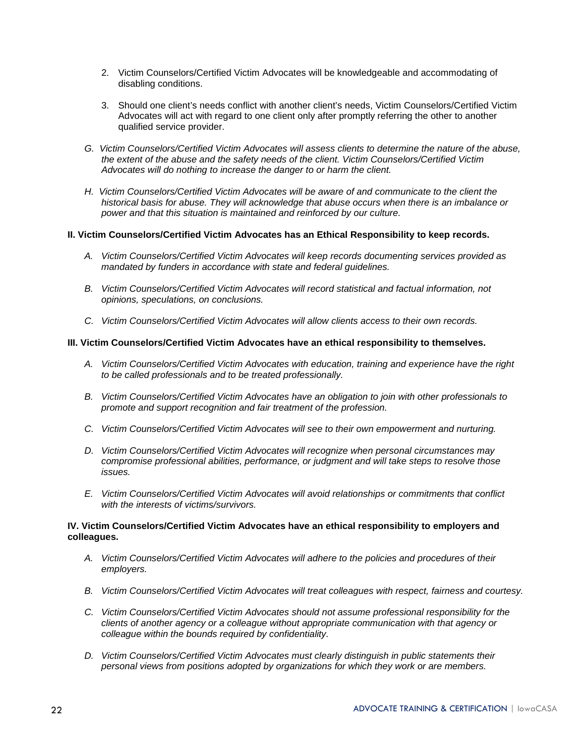2. Victim Counselors/Certified Victim Advocates will be knowledgeable and accommodating of disabling conditions.

3. Should one client's needs conflict with another client's needs, Victim Counselors/Certified Victim Advocates will act with regard to one client only after promptly referring the other to another qualified service provider.

G. *Victim Counselors/Certified Victim Advocates will assess clients to determine the nature of the abuse, the extent of the abuse and the safety needs of the client. Victim Counselors/Certified Victim Advocates will do nothing to increase the danger to or harm the client.*

H. *Victim Counselors/Certified Victim Advocates will be aware of and communicate to the client the historical basis for abuse. They will acknowledge that abuse occurs when there is an imbalance or power and that this situation is maintained and reinforced by our culture.*

**II. Victim Counselors/Certified Victim Advocates has an Ethical Responsibility to keep records.**

A. *Victim Counselors/Certified Victim Advocates will keep records documenting services provided as mandated by funders in accordance with state and federal guidelines.*

B. *Victim Counselors/Certified Victim Advocates will record statistical and factual information, not opinions, speculations, on conclusions.*

C. *Victim Counselors/Certified Victim Advocates will allow clients access to their own records.*

**III. Victim Counselors/Certified Victim Advocates have an ethical responsibility to themselves.**

A. *Victim Counselors/Certified Victim Advocates with education, training and experience have the right to be called professionals and to be treated professionally.*

B. *Victim Counselors/Certified Victim Advocates have an obligation to join with other professionals to promote and support recognition and fair treatment of the profession.*

C. *Victim Counselors/Certified Victim Advocates will see to their own empowerment and nurturing.*

D. *Victim Counselors/Certified Victim Advocates will recognize when personal circumstances may compromise professional abilities, performance, or judgment and will take steps to resolve those issues.*

E. *Victim Counselors/Certified Victim Advocates will avoid relationships or commitments that conflict with the interests of victims/survivors.*

**IV. Victim Counselors/Certified Victim Advocates have an ethical responsibility to employers and colleagues.**

A. *Victim Counselors/Certified Victim Advocates will adhere to the policies and procedures of their employers.*

B. *Victim Counselors/Certified Victim Advocates will treat colleagues with respect, fairness and courtesy.*

C. *Victim Counselors/Certified Victim Advocates should not assume professional responsibility for the clients of another agency or a colleague without appropriate communication with that agency or colleague within the bounds required by confidentiality.*

D. *Victim Counselors/Certified Victim Advocates must clearly distinguish in public statements their personal views from positions adopted by organizations for which they work or are members.*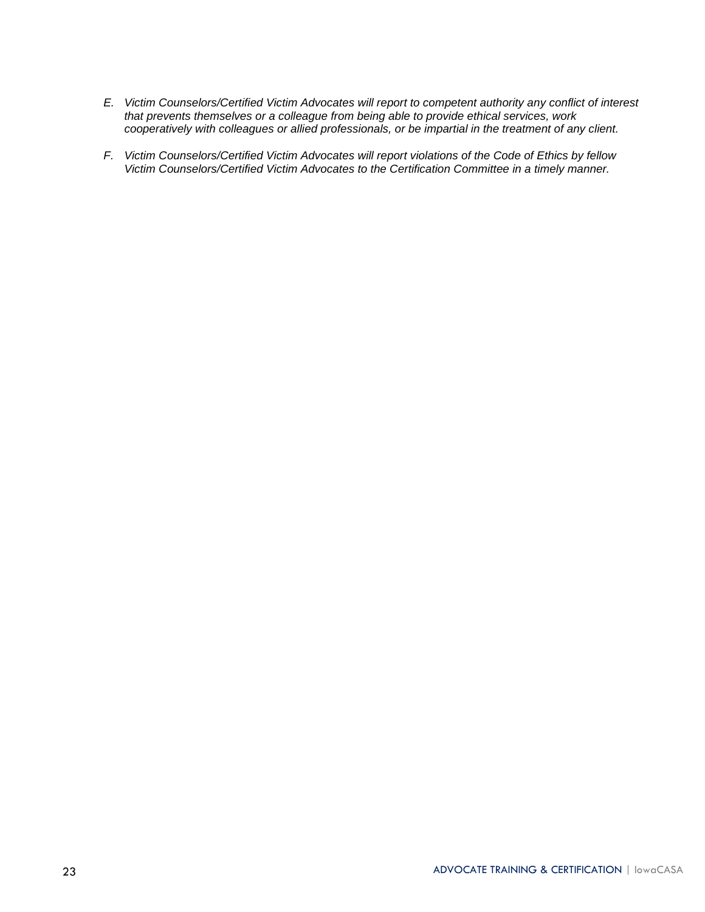E. *Victim Counselors/Certified Victim Advocates will report to competent authority any conflict of interest that prevents themselves or a colleague from being able to provide ethical services, work cooperatively with colleagues or allied professionals, or be impartial in the treatment of any client.*

F. *Victim Counselors/Certified Victim Advocates will report violations of the Code of Ethics by fellow Victim Counselors/Certified Victim Advocates to the Certification Committee in a timely manner.*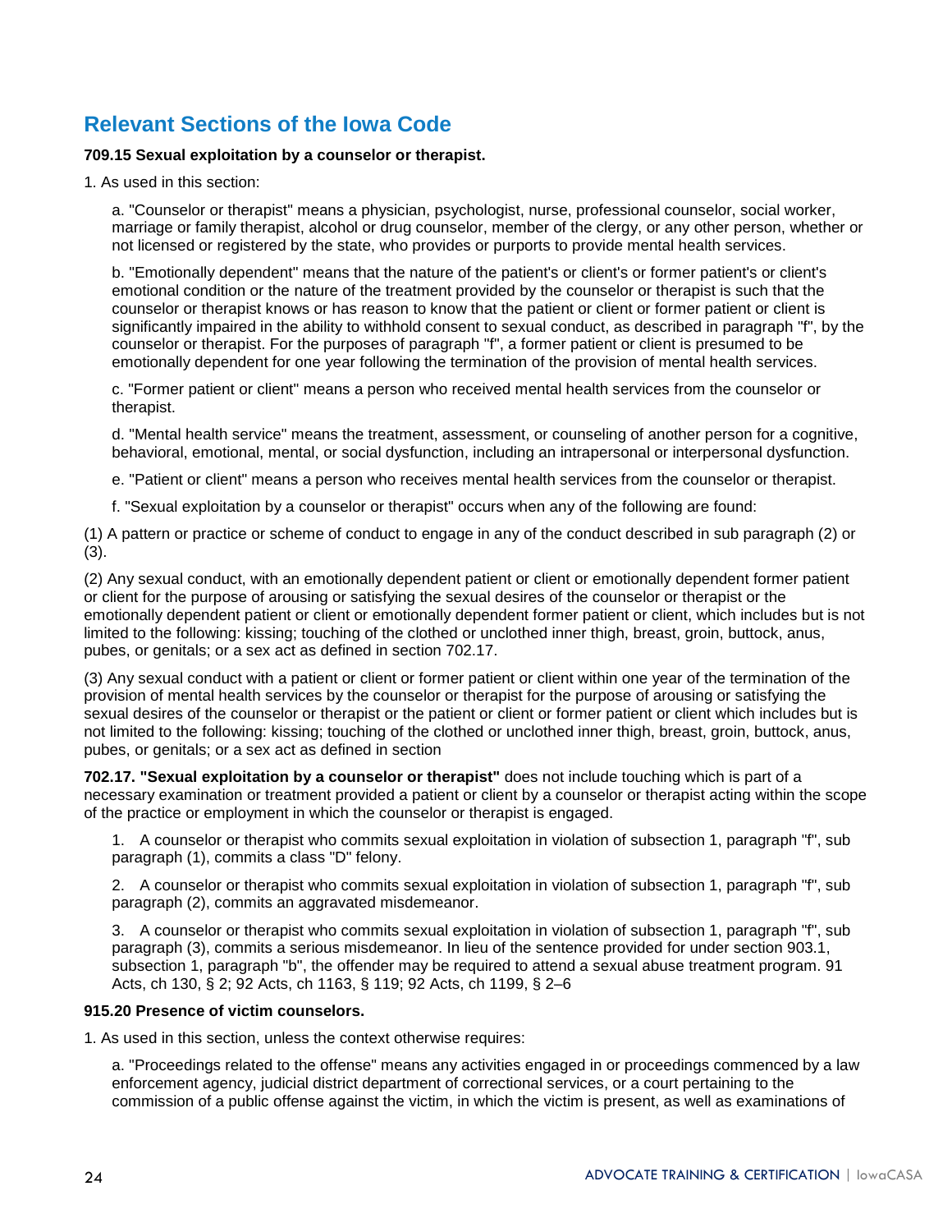## Relevant Sections of the Iowa Code

**709.15 Sexual exploitation by a counselor or therapist.**

1. As used in this section:

   a. "Counselor or therapist" means a physician, psychologist, nurse, professional counselor, social worker, marriage or family therapist, alcohol or drug counselor, member of the clergy, or any other person, whether or not licensed or registered by the state, who provides or purports to provide mental health services.

   b. "Emotionally dependent" means that the nature of the patient's or client's or former patient's or client's emotional condition or the nature of the treatment provided by the counselor or therapist is such that the counselor or therapist knows or has reason to know that the patient or client or former patient or client is significantly impaired in the ability to withhold consent to sexual conduct, as described in paragraph "f", by the counselor or therapist. For the purposes of paragraph "f", a former patient or client is presumed to be emotionally dependent for one year following the termination of the provision of mental health services.

   c. "Former patient or client" means a person who received mental health services from the counselor or therapist.

   d. "Mental health service" means the treatment, assessment, or counseling of another person for a cognitive, behavioral, emotional, mental, or social dysfunction, including an intrapersonal or interpersonal dysfunction.

   e. "Patient or client" means a person who receives mental health services from the counselor or therapist.

   f. "Sexual exploitation by a counselor or therapist" occurs when any of the following are found:

(1) A pattern or practice or scheme of conduct to engage in any of the conduct described in sub paragraph (2) or (3).

(2) Any sexual conduct, with an emotionally dependent patient or client or emotionally dependent former patient or client for the purpose of arousing or satisfying the sexual desires of the counselor or therapist or the emotionally dependent patient or client or emotionally dependent former patient or client, which includes but is not limited to the following: kissing; touching of the clothed or unclothed inner thigh, breast, groin, buttock, anus, pubes, or genitals; or a sex act as defined in section 702.17.

(3) Any sexual conduct with a patient or client or former patient or client within one year of the termination of the provision of mental health services by the counselor or therapist for the purpose of arousing or satisfying the sexual desires of the counselor or therapist or the patient or client or former patient or client which includes but is not limited to the following: kissing; touching of the clothed or unclothed inner thigh, breast, groin, buttock, anus, pubes, or genitals; or a sex act as defined in section

**702.17. "Sexual exploitation by a counselor or therapist"** does not include touching which is part of a necessary examination or treatment provided a patient or client by a counselor or therapist acting within the scope of the practice or employment in which the counselor or therapist is engaged.

1. A counselor or therapist who commits sexual exploitation in violation of subsection 1, paragraph "f", sub paragraph (1), commits a class "D" felony.

2. A counselor or therapist who commits sexual exploitation in violation of subsection 1, paragraph "f", sub paragraph (2), commits an aggravated misdemeanor.

3. A counselor or therapist who commits sexual exploitation in violation of subsection 1, paragraph "f", sub paragraph (3), commits a serious misdemeanor. In lieu of the sentence provided for under section 903.1, subsection 1, paragraph "b", the offender may be required to attend a sexual abuse treatment program. 91 Acts, ch 130, § 2; 92 Acts, ch 1163, § 119; 92 Acts, ch 1199, § 2–6

**915.20 Presence of victim counselors.**

1. As used in this section, unless the context otherwise requires:

   a. "Proceedings related to the offense" means any activities engaged in or proceedings commenced by a law enforcement agency, judicial district department of correctional services, or a court pertaining to the commission of a public offense against the victim, in which the victim is present, as well as examinations of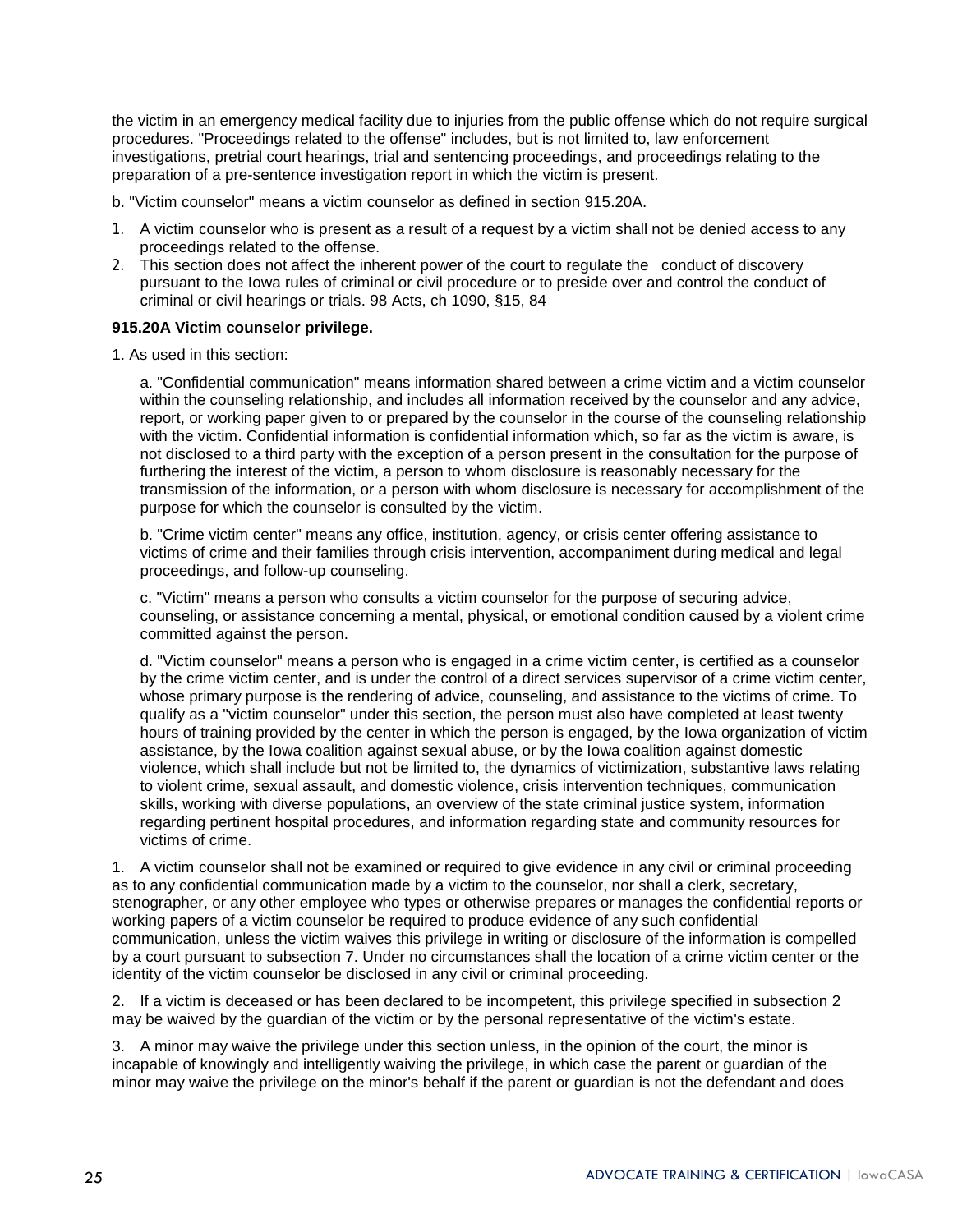the victim in an emergency medical facility due to injuries from the public offense which do not require surgical procedures. "Proceedings related to the offense" includes, but is not limited to, law enforcement investigations, pretrial court hearings, trial and sentencing proceedings, and proceedings relating to the preparation of a pre-sentence investigation report in which the victim is present.

b. "Victim counselor" means a victim counselor as defined in section 915.20A.

1. A victim counselor who is present as a result of a request by a victim shall not be denied access to any proceedings related to the offense.
2. This section does not affect the inherent power of the court to regulate the conduct of discovery pursuant to the Iowa rules of criminal or civil procedure or to preside over and control the conduct of criminal or civil hearings or trials. 98 Acts, ch 1090, §15, 84

**915.20A Victim counselor privilege.**

1. As used in this section:

a. "Confidential communication" means information shared between a crime victim and a victim counselor within the counseling relationship, and includes all information received by the counselor and any advice, report, or working paper given to or prepared by the counselor in the course of the counseling relationship with the victim. Confidential information is confidential information which, so far as the victim is aware, is not disclosed to a third party with the exception of a person present in the consultation for the purpose of furthering the interest of the victim, a person to whom disclosure is reasonably necessary for the transmission of the information, or a person with whom disclosure is necessary for accomplishment of the purpose for which the counselor is consulted by the victim.

b. "Crime victim center" means any office, institution, agency, or crisis center offering assistance to victims of crime and their families through crisis intervention, accompaniment during medical and legal proceedings, and follow-up counseling.

c. "Victim" means a person who consults a victim counselor for the purpose of securing advice, counseling, or assistance concerning a mental, physical, or emotional condition caused by a violent crime committed against the person.

d. "Victim counselor" means a person who is engaged in a crime victim center, is certified as a counselor by the crime victim center, and is under the control of a direct services supervisor of a crime victim center, whose primary purpose is the rendering of advice, counseling, and assistance to the victims of crime. To qualify as a "victim counselor" under this section, the person must also have completed at least twenty hours of training provided by the center in which the person is engaged, by the Iowa organization of victim assistance, by the Iowa coalition against sexual abuse, or by the Iowa coalition against domestic violence, which shall include but not be limited to, the dynamics of victimization, substantive laws relating to violent crime, sexual assault, and domestic violence, crisis intervention techniques, communication skills, working with diverse populations, an overview of the state criminal justice system, information regarding pertinent hospital procedures, and information regarding state and community resources for victims of crime.

1. A victim counselor shall not be examined or required to give evidence in any civil or criminal proceeding as to any confidential communication made by a victim to the counselor, nor shall a clerk, secretary, stenographer, or any other employee who types or otherwise prepares or manages the confidential reports or working papers of a victim counselor be required to produce evidence of any such confidential communication, unless the victim waives this privilege in writing or disclosure of the information is compelled by a court pursuant to subsection 7. Under no circumstances shall the location of a crime victim center or the identity of the victim counselor be disclosed in any civil or criminal proceeding.

2. If a victim is deceased or has been declared to be incompetent, this privilege specified in subsection 2 may be waived by the guardian of the victim or by the personal representative of the victim's estate.

3. A minor may waive the privilege under this section unless, in the opinion of the court, the minor is incapable of knowingly and intelligently waiving the privilege, in which case the parent or guardian of the minor may waive the privilege on the minor's behalf if the parent or guardian is not the defendant and does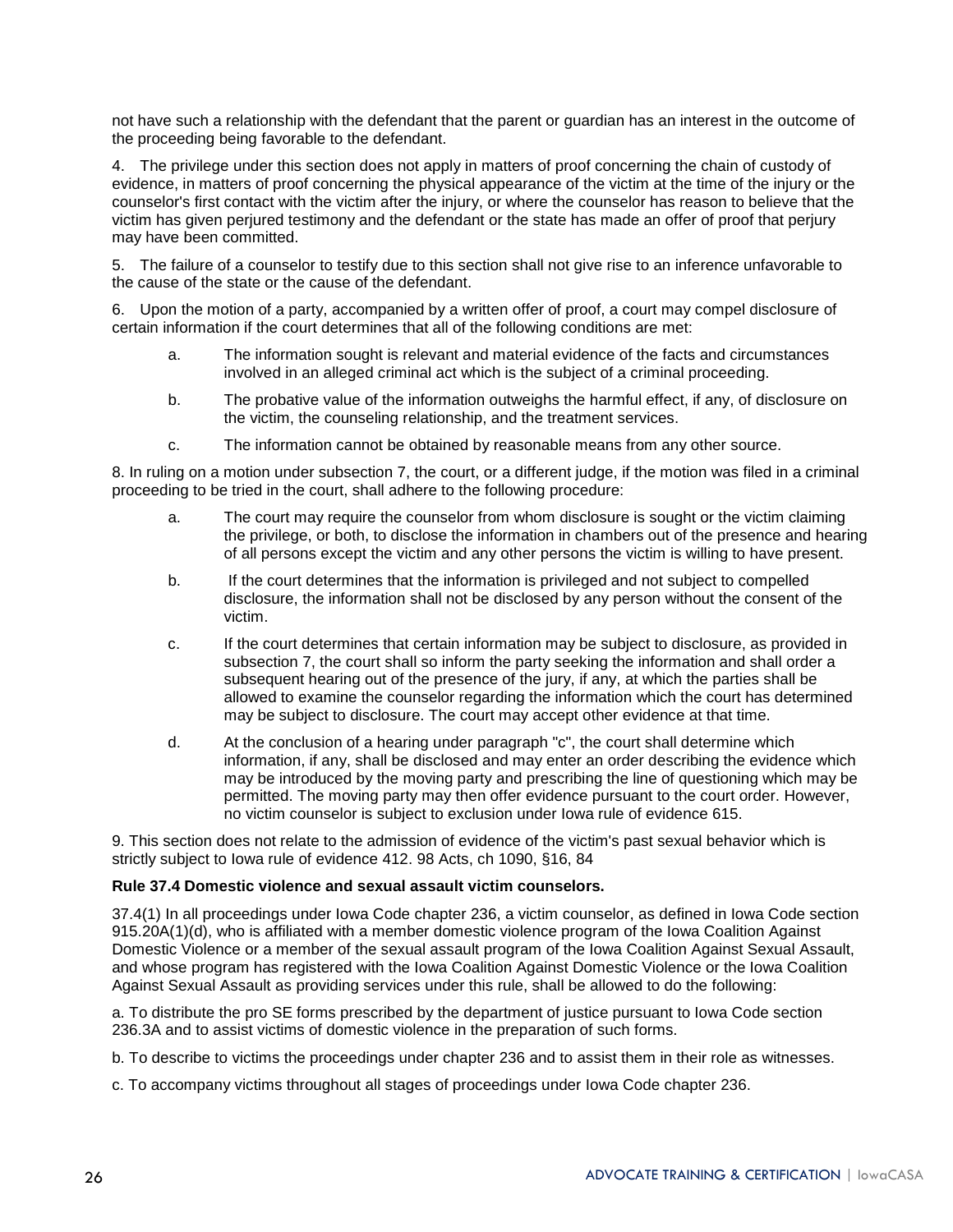not have such a relationship with the defendant that the parent or guardian has an interest in the outcome of the proceeding being favorable to the defendant.

4. The privilege under this section does not apply in matters of proof concerning the chain of custody of evidence, in matters of proof concerning the physical appearance of the victim at the time of the injury or the counselor's first contact with the victim after the injury, or where the counselor has reason to believe that the victim has given perjured testimony and the defendant or the state has made an offer of proof that perjury may have been committed.

5. The failure of a counselor to testify due to this section shall not give rise to an inference unfavorable to the cause of the state or the cause of the defendant.

6. Upon the motion of a party, accompanied by a written offer of proof, a court may compel disclosure of certain information if the court determines that all of the following conditions are met:

a. The information sought is relevant and material evidence of the facts and circumstances involved in an alleged criminal act which is the subject of a criminal proceeding.

b. The probative value of the information outweighs the harmful effect, if any, of disclosure on the victim, the counseling relationship, and the treatment services.

c. The information cannot be obtained by reasonable means from any other source.

8. In ruling on a motion under subsection 7, the court, or a different judge, if the motion was filed in a criminal proceeding to be tried in the court, shall adhere to the following procedure:

a. The court may require the counselor from whom disclosure is sought or the victim claiming the privilege, or both, to disclose the information in chambers out of the presence and hearing of all persons except the victim and any other persons the victim is willing to have present.

b. If the court determines that the information is privileged and not subject to compelled disclosure, the information shall not be disclosed by any person without the consent of the victim.

c. If the court determines that certain information may be subject to disclosure, as provided in subsection 7, the court shall so inform the party seeking the information and shall order a subsequent hearing out of the presence of the jury, if any, at which the parties shall be allowed to examine the counselor regarding the information which the court has determined may be subject to disclosure. The court may accept other evidence at that time.

d. At the conclusion of a hearing under paragraph "c", the court shall determine which information, if any, shall be disclosed and may enter an order describing the evidence which may be introduced by the moving party and prescribing the line of questioning which may be permitted. The moving party may then offer evidence pursuant to the court order. However, no victim counselor is subject to exclusion under Iowa rule of evidence 615.

9. This section does not relate to the admission of evidence of the victim's past sexual behavior which is strictly subject to Iowa rule of evidence 412. 98 Acts, ch 1090, §16, 84

**Rule 37.4 Domestic violence and sexual assault victim counselors.**

37.4(1) In all proceedings under Iowa Code chapter 236, a victim counselor, as defined in Iowa Code section 915.20A(1)(d), who is affiliated with a member domestic violence program of the Iowa Coalition Against Domestic Violence or a member of the sexual assault program of the Iowa Coalition Against Sexual Assault, and whose program has registered with the Iowa Coalition Against Domestic Violence or the Iowa Coalition Against Sexual Assault as providing services under this rule, shall be allowed to do the following:

a. To distribute the pro SE forms prescribed by the department of justice pursuant to Iowa Code section 236.3A and to assist victims of domestic violence in the preparation of such forms.

b. To describe to victims the proceedings under chapter 236 and to assist them in their role as witnesses.

c. To accompany victims throughout all stages of proceedings under Iowa Code chapter 236.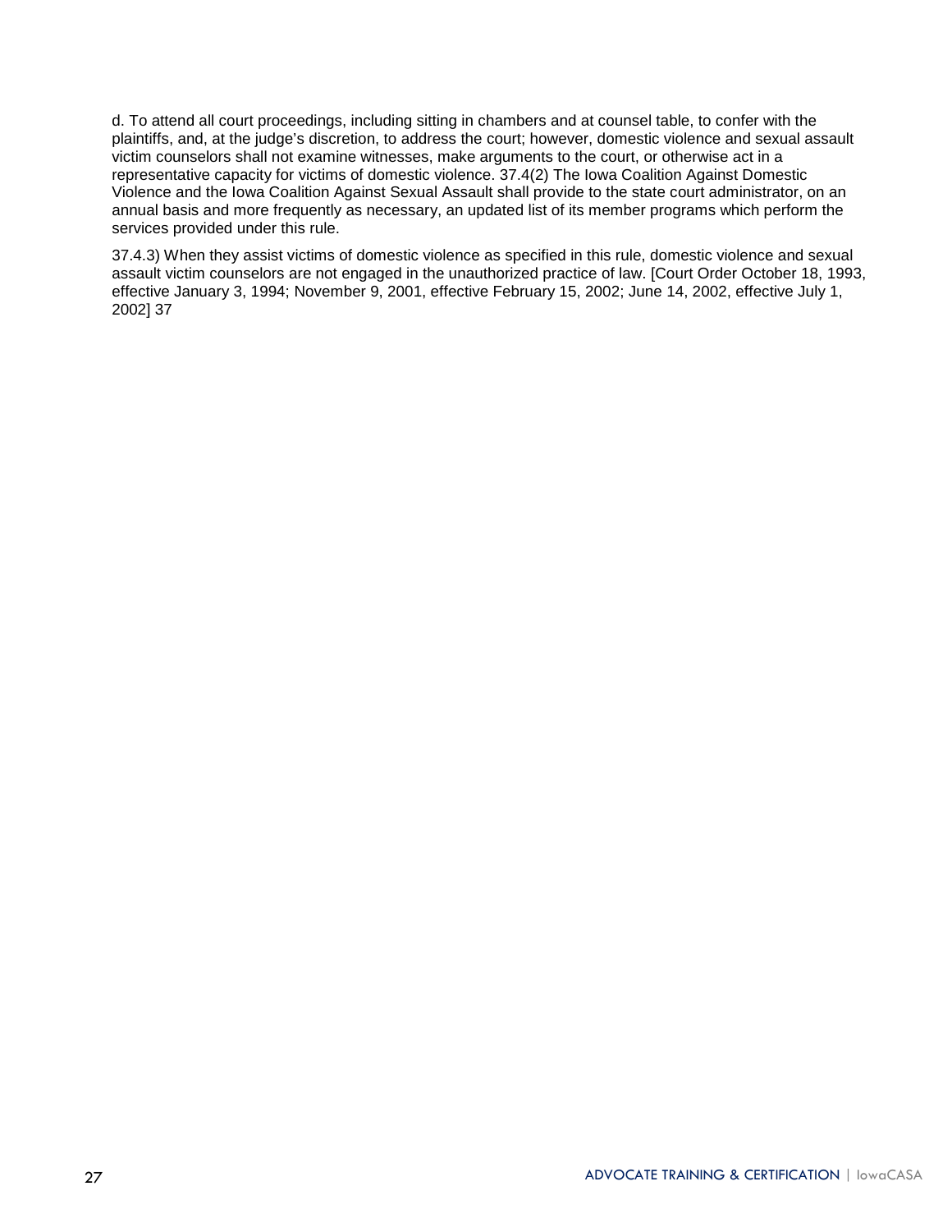d. To attend all court proceedings, including sitting in chambers and at counsel table, to confer with the plaintiffs, and, at the judge's discretion, to address the court; however, domestic violence and sexual assault victim counselors shall not examine witnesses, make arguments to the court, or otherwise act in a representative capacity for victims of domestic violence. 37.4(2) The Iowa Coalition Against Domestic Violence and the Iowa Coalition Against Sexual Assault shall provide to the state court administrator, on an annual basis and more frequently as necessary, an updated list of its member programs which perform the services provided under this rule.

37.4.3) When they assist victims of domestic violence as specified in this rule, domestic violence and sexual assault victim counselors are not engaged in the unauthorized practice of law. [Court Order October 18, 1993, effective January 3, 1994; November 9, 2001, effective February 15, 2002; June 14, 2002, effective July 1, 2002] 37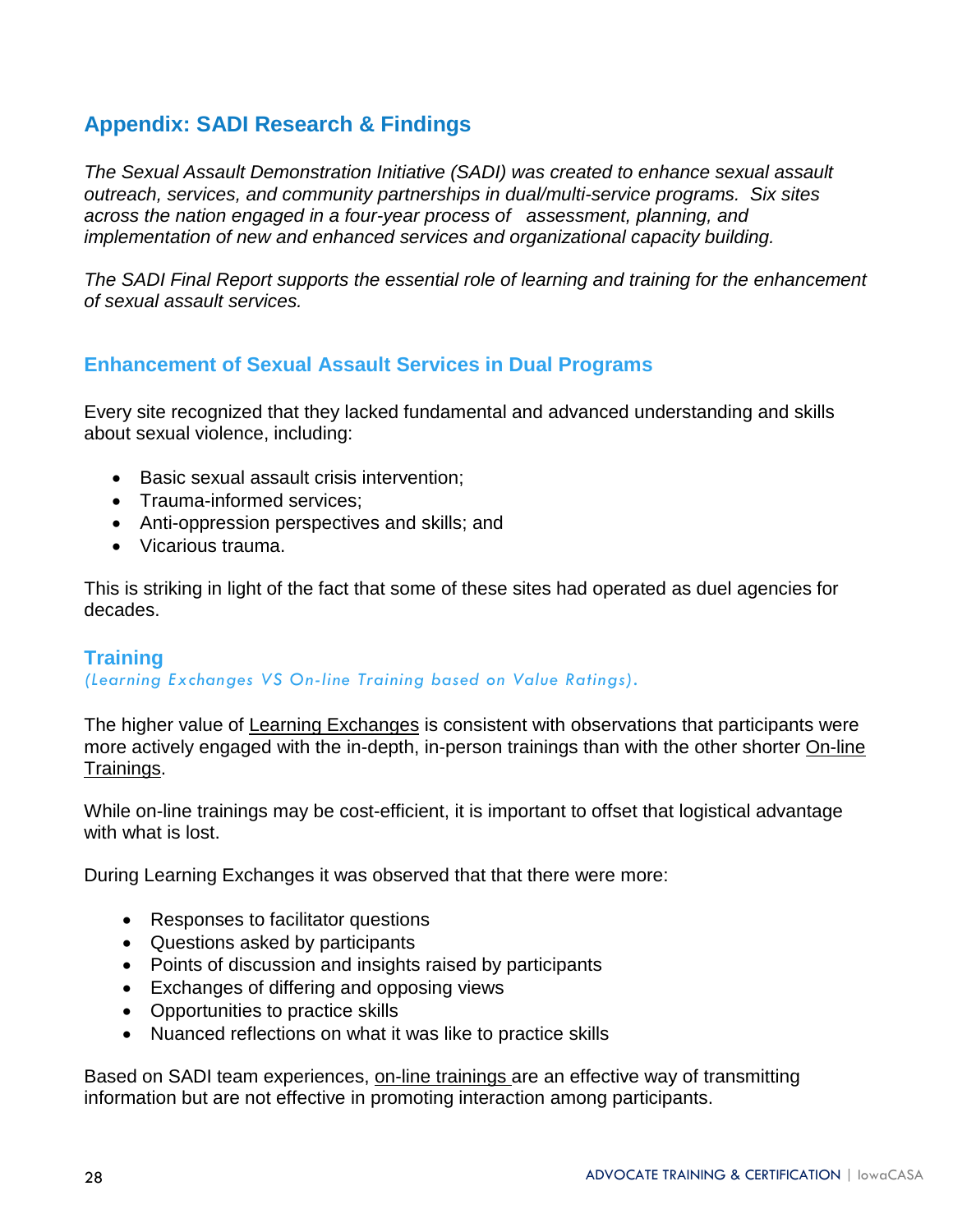## Appendix: SADI Research & Findings

*The Sexual Assault Demonstration Initiative (SADI) was created to enhance sexual assault outreach, services, and community partnerships in dual/multi-service programs. Six sites across the nation engaged in a four-year process of assessment, planning, and implementation of new and enhanced services and organizational capacity building.*

*The SADI Final Report supports the essential role of learning and training for the enhancement of sexual assault services.*

### Enhancement of Sexual Assault Services in Dual Programs

Every site recognized that they lacked fundamental and advanced understanding and skills about sexual violence, including:

- Basic sexual assault crisis intervention;
- Trauma-informed services;
- Anti-oppression perspectives and skills; and
- Vicarious trauma.

This is striking in light of the fact that some of these sites had operated as duel agencies for decades.

### Training

*(Learning Exchanges VS On-line Training based on Value Ratings).*

The higher value of Learning Exchanges is consistent with observations that participants were more actively engaged with the in-depth, in-person trainings than with the other shorter On-line Trainings.

While on-line trainings may be cost-efficient, it is important to offset that logistical advantage with what is lost.

During Learning Exchanges it was observed that that there were more:

- Responses to facilitator questions
- Questions asked by participants
- Points of discussion and insights raised by participants
- Exchanges of differing and opposing views
- Opportunities to practice skills
- Nuanced reflections on what it was like to practice skills

Based on SADI team experiences, on-line trainings are an effective way of transmitting information but are not effective in promoting interaction among participants.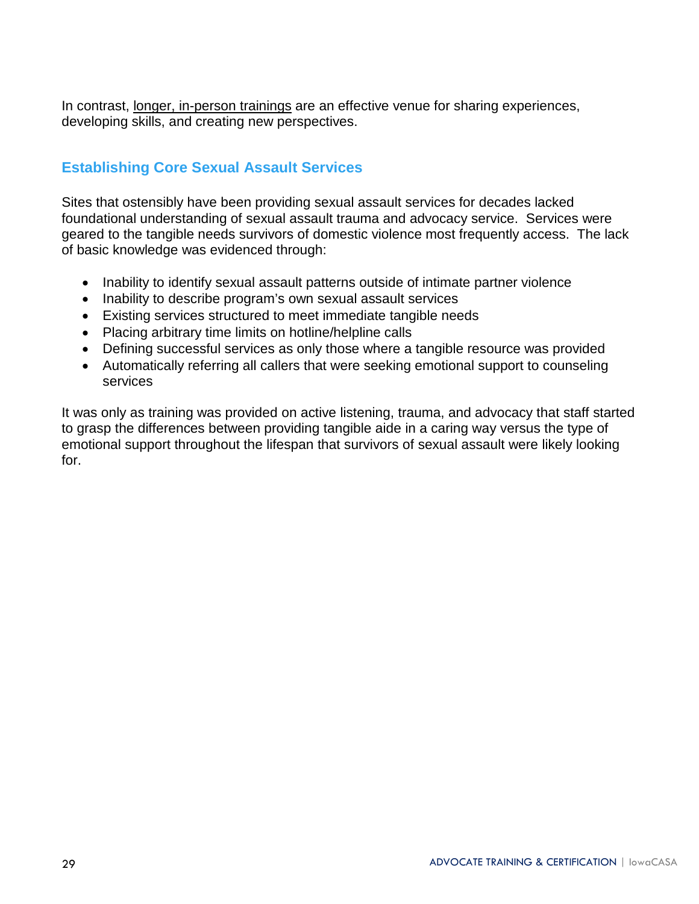In contrast, longer, in-person trainings are an effective venue for sharing experiences, developing skills, and creating new perspectives.

## Establishing Core Sexual Assault Services

Sites that ostensibly have been providing sexual assault services for decades lacked foundational understanding of sexual assault trauma and advocacy service. Services were geared to the tangible needs survivors of domestic violence most frequently access. The lack of basic knowledge was evidenced through:

- Inability to identify sexual assault patterns outside of intimate partner violence
- Inability to describe program's own sexual assault services
- Existing services structured to meet immediate tangible needs
- Placing arbitrary time limits on hotline/helpline calls
- Defining successful services as only those where a tangible resource was provided
- Automatically referring all callers that were seeking emotional support to counseling services

It was only as training was provided on active listening, trauma, and advocacy that staff started to grasp the differences between providing tangible aide in a caring way versus the type of emotional support throughout the lifespan that survivors of sexual assault were likely looking for.